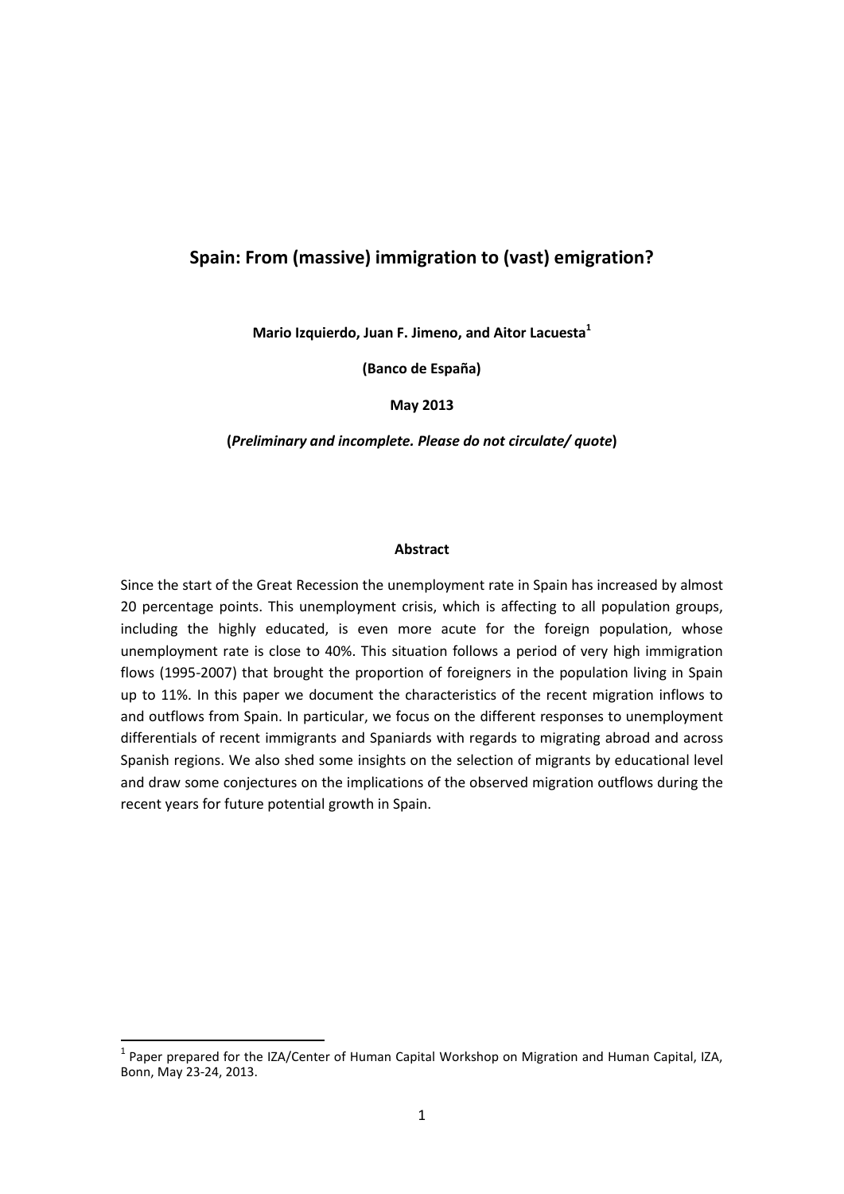# Spain: From (massive) immigration to (vast) emigration?

**Mario Izquierdo, Juan F. Jimeno, and Aitor Lacuesta[1]**

**(Banco de España)**

**May 2013**

**(*Preliminary and incomplete. Please do not circulate/ quote*)**

### Abstract

Since the start of the Great Recession the unemployment rate in Spain has increased by almost 20 percentage points. This unemployment crisis, which is affecting to all population groups, including the highly educated, is even more acute for the foreign population, whose unemployment rate is close to 40%. This situation follows a period of very high immigration flows (1995-2007) that brought the proportion of foreigners in the population living in Spain up to 11%. In this paper we document the characteristics of the recent migration inflows to and outflows from Spain. In particular, we focus on the different responses to unemployment differentials of recent immigrants and Spaniards with regards to migrating abroad and across Spanish regions. We also shed some insights on the selection of migrants by educational level and draw some conjectures on the implications of the observed migration outflows during the recent years for future potential growth in Spain.

[1] Paper prepared for the IZA/Center of Human Capital Workshop on Migration and Human Capital, IZA, Bonn, May 23-24, 2013.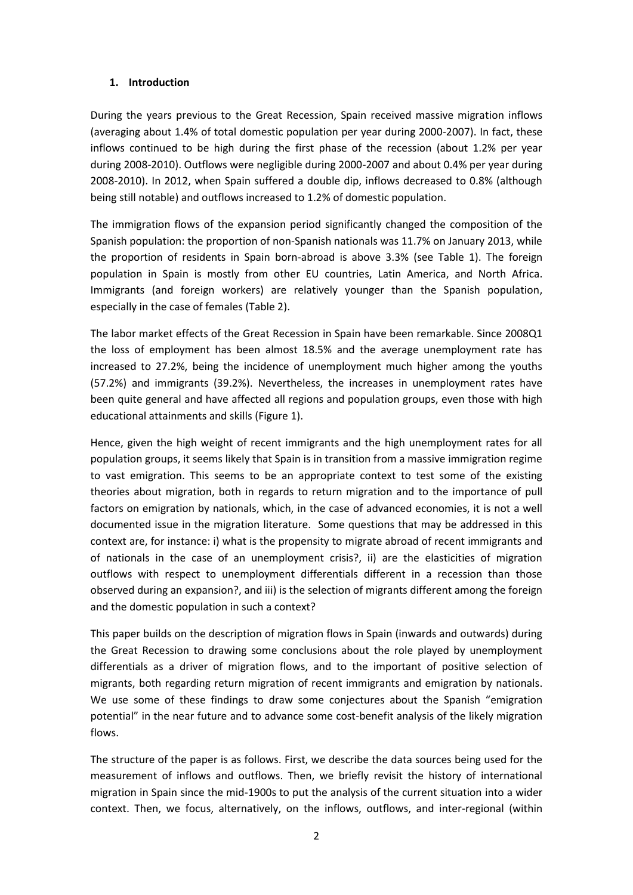## 1. Introduction

During the years previous to the Great Recession, Spain received massive migration inflows (averaging about 1.4% of total domestic population per year during 2000-2007). In fact, these inflows continued to be high during the first phase of the recession (about 1.2% per year during 2008-2010). Outflows were negligible during 2000-2007 and about 0.4% per year during 2008-2010). In 2012, when Spain suffered a double dip, inflows decreased to 0.8% (although being still notable) and outflows increased to 1.2% of domestic population.

The immigration flows of the expansion period significantly changed the composition of the Spanish population: the proportion of non-Spanish nationals was 11.7% on January 2013, while the proportion of residents in Spain born-abroad is above 3.3% (see Table 1). The foreign population in Spain is mostly from other EU countries, Latin America, and North Africa. Immigrants (and foreign workers) are relatively younger than the Spanish population, especially in the case of females (Table 2).

The labor market effects of the Great Recession in Spain have been remarkable. Since 2008Q1 the loss of employment has been almost 18.5% and the average unemployment rate has increased to 27.2%, being the incidence of unemployment much higher among the youths (57.2%) and immigrants (39.2%). Nevertheless, the increases in unemployment rates have been quite general and have affected all regions and population groups, even those with high educational attainments and skills (Figure 1).

Hence, given the high weight of recent immigrants and the high unemployment rates for all population groups, it seems likely that Spain is in transition from a massive immigration regime to vast emigration. This seems to be an appropriate context to test some of the existing theories about migration, both in regards to return migration and to the importance of pull factors on emigration by nationals, which, in the case of advanced economies, it is not a well documented issue in the migration literature. Some questions that may be addressed in this context are, for instance: i) what is the propensity to migrate abroad of recent immigrants and of nationals in the case of an unemployment crisis?, ii) are the elasticities of migration outflows with respect to unemployment differentials different in a recession than those observed during an expansion?, and iii) is the selection of migrants different among the foreign and the domestic population in such a context?

This paper builds on the description of migration flows in Spain (inwards and outwards) during the Great Recession to drawing some conclusions about the role played by unemployment differentials as a driver of migration flows, and to the important of positive selection of migrants, both regarding return migration of recent immigrants and emigration by nationals. We use some of these findings to draw some conjectures about the Spanish "emigration potential" in the near future and to advance some cost-benefit analysis of the likely migration flows.

The structure of the paper is as follows. First, we describe the data sources being used for the measurement of inflows and outflows. Then, we briefly revisit the history of international migration in Spain since the mid-1900s to put the analysis of the current situation into a wider context. Then, we focus, alternatively, on the inflows, outflows, and inter-regional (within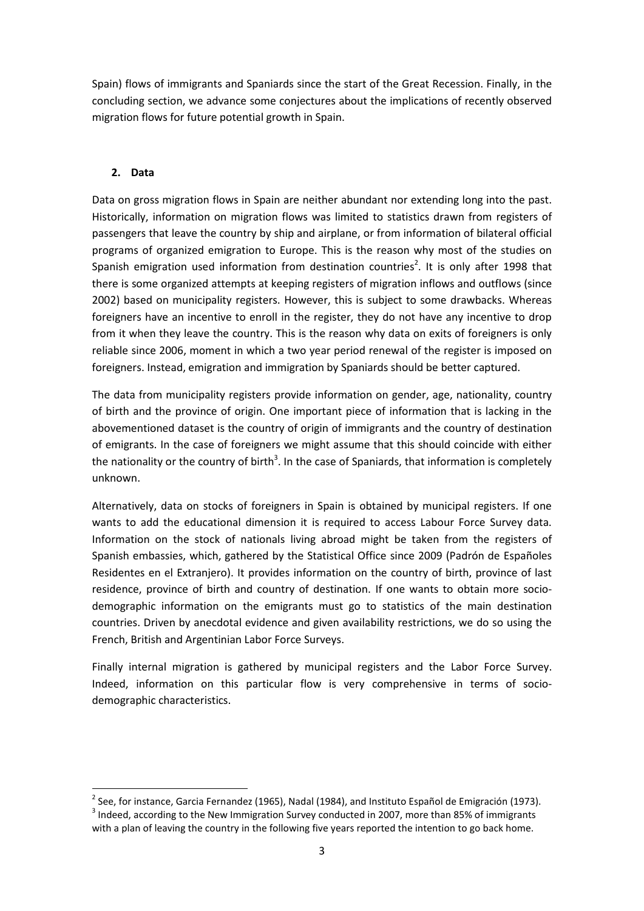Spain) flows of immigrants and Spaniards since the start of the Great Recession. Finally, in the concluding section, we advance some conjectures about the implications of recently observed migration flows for future potential growth in Spain.

## 2. Data

Data on gross migration flows in Spain are neither abundant nor extending long into the past. Historically, information on migration flows was limited to statistics drawn from registers of passengers that leave the country by ship and airplane, or from information of bilateral official programs of organized emigration to Europe. This is the reason why most of the studies on Spanish emigration used information from destination countries[2]. It is only after 1998 that there is some organized attempts at keeping registers of migration inflows and outflows (since 2002) based on municipality registers. However, this is subject to some drawbacks. Whereas foreigners have an incentive to enroll in the register, they do not have any incentive to drop from it when they leave the country. This is the reason why data on exits of foreigners is only reliable since 2006, moment in which a two year period renewal of the register is imposed on foreigners. Instead, emigration and immigration by Spaniards should be better captured.

The data from municipality registers provide information on gender, age, nationality, country of birth and the province of origin. One important piece of information that is lacking in the abovementioned dataset is the country of origin of immigrants and the country of destination of emigrants. In the case of foreigners we might assume that this should coincide with either the nationality or the country of birth[3]. In the case of Spaniards, that information is completely unknown.

Alternatively, data on stocks of foreigners in Spain is obtained by municipal registers. If one wants to add the educational dimension it is required to access Labour Force Survey data. Information on the stock of nationals living abroad might be taken from the registers of Spanish embassies, which, gathered by the Statistical Office since 2009 (Padrón de Españoles Residentes en el Extranjero). It provides information on the country of birth, province of last residence, province of birth and country of destination. If one wants to obtain more socio-demographic information on the emigrants must go to statistics of the main destination countries. Driven by anecdotal evidence and given availability restrictions, we do so using the French, British and Argentinian Labor Force Surveys.

Finally internal migration is gathered by municipal registers and the Labor Force Survey. Indeed, information on this particular flow is very comprehensive in terms of socio-demographic characteristics.

[2] See, for instance, Garcia Fernandez (1965), Nadal (1984), and Instituto Español de Emigración (1973).

[3] Indeed, according to the New Immigration Survey conducted in 2007, more than 85% of immigrants with a plan of leaving the country in the following five years reported the intention to go back home.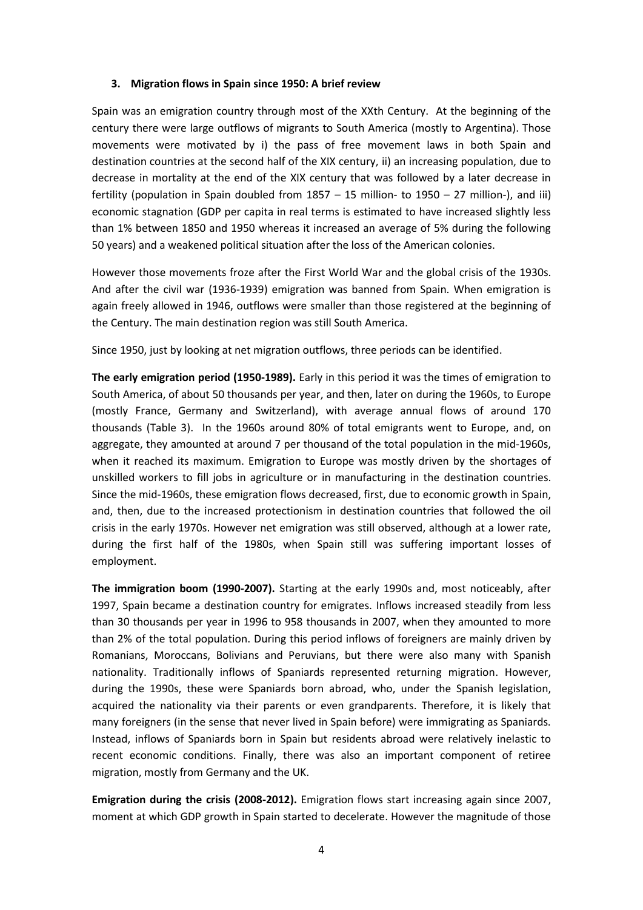### 3. Migration flows in Spain since 1950: A brief review

Spain was an emigration country through most of the XXth Century. At the beginning of the century there were large outflows of migrants to South America (mostly to Argentina). Those movements were motivated by i) the pass of free movement laws in both Spain and destination countries at the second half of the XIX century, ii) an increasing population, due to decrease in mortality at the end of the XIX century that was followed by a later decrease in fertility (population in Spain doubled from 1857 – 15 million- to 1950 – 27 million-), and iii) economic stagnation (GDP per capita in real terms is estimated to have increased slightly less than 1% between 1850 and 1950 whereas it increased an average of 5% during the following 50 years) and a weakened political situation after the loss of the American colonies.

However those movements froze after the First World War and the global crisis of the 1930s. And after the civil war (1936-1939) emigration was banned from Spain. When emigration is again freely allowed in 1946, outflows were smaller than those registered at the beginning of the Century. The main destination region was still South America.

Since 1950, just by looking at net migration outflows, three periods can be identified.

**The early emigration period (1950-1989).** Early in this period it was the times of emigration to South America, of about 50 thousands per year, and then, later on during the 1960s, to Europe (mostly France, Germany and Switzerland), with average annual flows of around 170 thousands (Table 3). In the 1960s around 80% of total emigrants went to Europe, and, on aggregate, they amounted at around 7 per thousand of the total population in the mid-1960s, when it reached its maximum. Emigration to Europe was mostly driven by the shortages of unskilled workers to fill jobs in agriculture or in manufacturing in the destination countries. Since the mid-1960s, these emigration flows decreased, first, due to economic growth in Spain, and, then, due to the increased protectionism in destination countries that followed the oil crisis in the early 1970s. However net emigration was still observed, although at a lower rate, during the first half of the 1980s, when Spain still was suffering important losses of employment.

**The immigration boom (1990-2007).** Starting at the early 1990s and, most noticeably, after 1997, Spain became a destination country for emigrates. Inflows increased steadily from less than 30 thousands per year in 1996 to 958 thousands in 2007, when they amounted to more than 2% of the total population. During this period inflows of foreigners are mainly driven by Romanians, Moroccans, Bolivians and Peruvians, but there were also many with Spanish nationality. Traditionally inflows of Spaniards represented returning migration. However, during the 1990s, these were Spaniards born abroad, who, under the Spanish legislation, acquired the nationality via their parents or even grandparents. Therefore, it is likely that many foreigners (in the sense that never lived in Spain before) were immigrating as Spaniards. Instead, inflows of Spaniards born in Spain but residents abroad were relatively inelastic to recent economic conditions. Finally, there was also an important component of retiree migration, mostly from Germany and the UK.

**Emigration during the crisis (2008-2012).** Emigration flows start increasing again since 2007, moment at which GDP growth in Spain started to decelerate. However the magnitude of those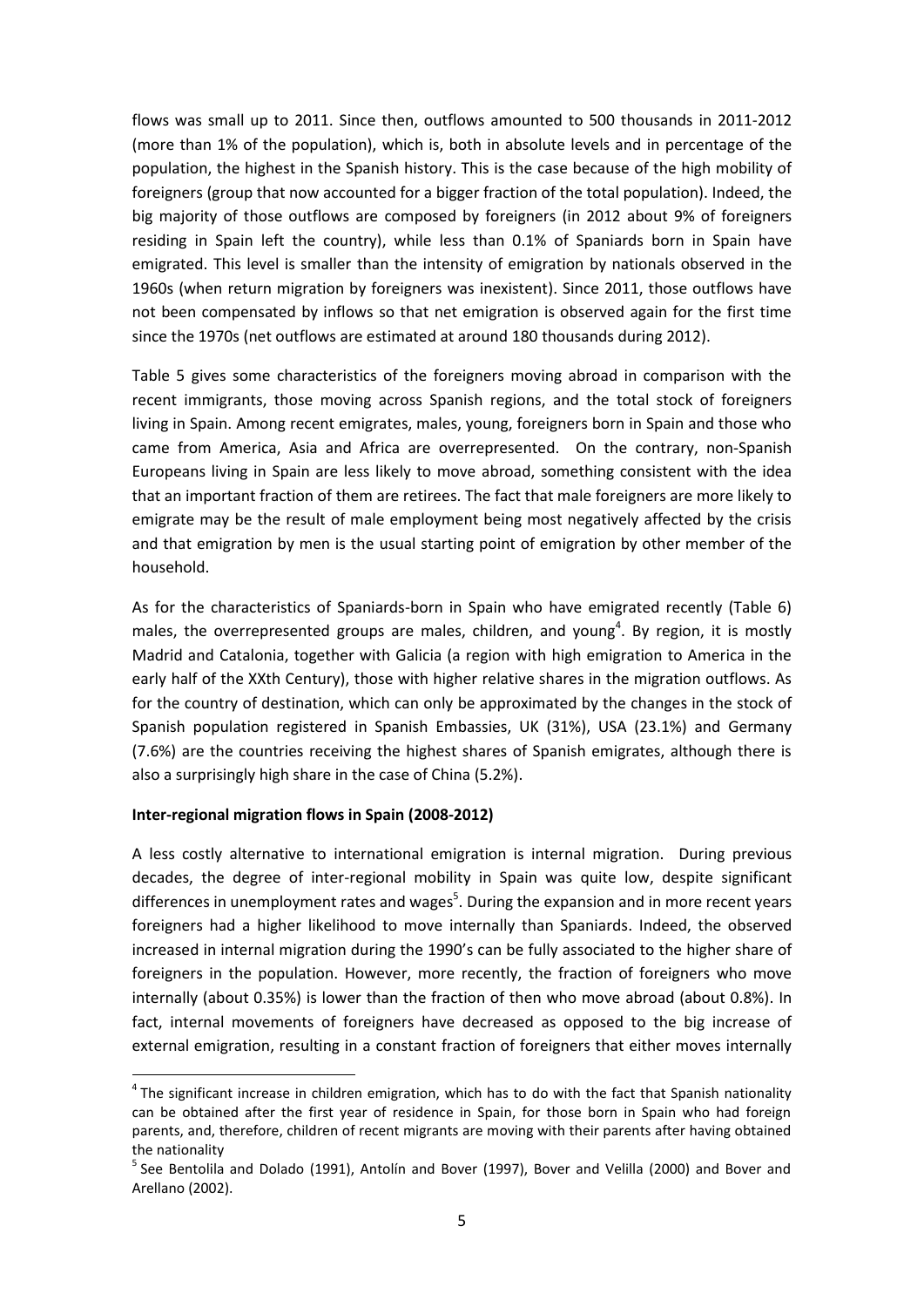flows was small up to 2011. Since then, outflows amounted to 500 thousands in 2011-2012 (more than 1% of the population), which is, both in absolute levels and in percentage of the population, the highest in the Spanish history. This is the case because of the high mobility of foreigners (group that now accounted for a bigger fraction of the total population). Indeed, the big majority of those outflows are composed by foreigners (in 2012 about 9% of foreigners residing in Spain left the country), while less than 0.1% of Spaniards born in Spain have emigrated. This level is smaller than the intensity of emigration by nationals observed in the 1960s (when return migration by foreigners was inexistent). Since 2011, those outflows have not been compensated by inflows so that net emigration is observed again for the first time since the 1970s (net outflows are estimated at around 180 thousands during 2012).

Table 5 gives some characteristics of the foreigners moving abroad in comparison with the recent immigrants, those moving across Spanish regions, and the total stock of foreigners living in Spain. Among recent emigrates, males, young, foreigners born in Spain and those who came from America, Asia and Africa are overrepresented. On the contrary, non-Spanish Europeans living in Spain are less likely to move abroad, something consistent with the idea that an important fraction of them are retirees. The fact that male foreigners are more likely to emigrate may be the result of male employment being most negatively affected by the crisis and that emigration by men is the usual starting point of emigration by other member of the household.

As for the characteristics of Spaniards-born in Spain who have emigrated recently (Table 6) males, the overrepresented groups are males, children, and young[4]. By region, it is mostly Madrid and Catalonia, together with Galicia (a region with high emigration to America in the early half of the XXth Century), those with higher relative shares in the migration outflows. As for the country of destination, which can only be approximated by the changes in the stock of Spanish population registered in Spanish Embassies, UK (31%), USA (23.1%) and Germany (7.6%) are the countries receiving the highest shares of Spanish emigrates, although there is also a surprisingly high share in the case of China (5.2%).

**Inter-regional migration flows in Spain (2008-2012)**

A less costly alternative to international emigration is internal migration. During previous decades, the degree of inter-regional mobility in Spain was quite low, despite significant differences in unemployment rates and wages[5]. During the expansion and in more recent years foreigners had a higher likelihood to move internally than Spaniards. Indeed, the observed increased in internal migration during the 1990's can be fully associated to the higher share of foreigners in the population. However, more recently, the fraction of foreigners who move internally (about 0.35%) is lower than the fraction of then who move abroad (about 0.8%). In fact, internal movements of foreigners have decreased as opposed to the big increase of external emigration, resulting in a constant fraction of foreigners that either moves internally

---

[4] The significant increase in children emigration, which has to do with the fact that Spanish nationality can be obtained after the first year of residence in Spain, for those born in Spain who had foreign parents, and, therefore, children of recent migrants are moving with their parents after having obtained the nationality

[5] See Bentolila and Dolado (1991), Antolín and Bover (1997), Bover and Velilla (2000) and Bover and Arellano (2002).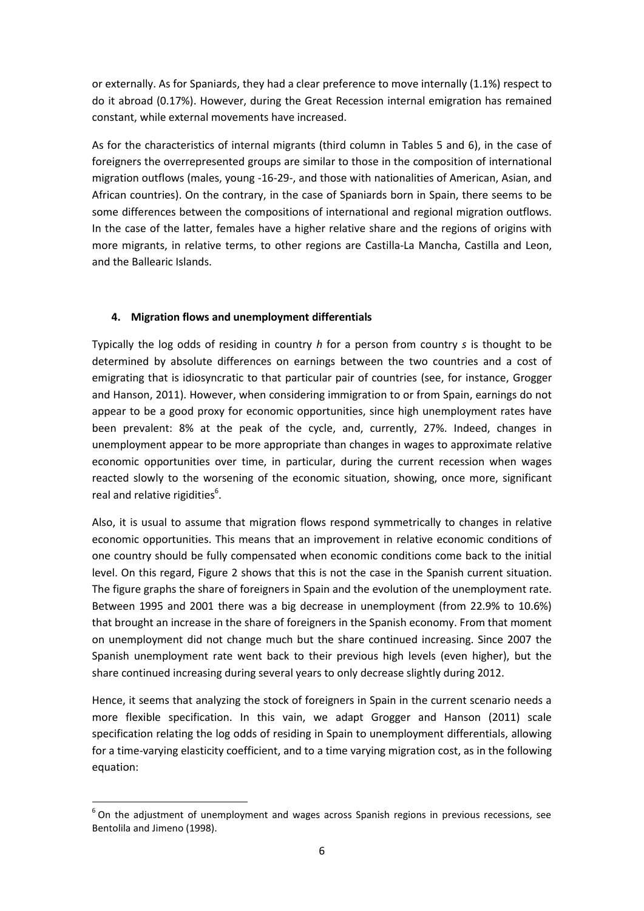or externally. As for Spaniards, they had a clear preference to move internally (1.1%) respect to do it abroad (0.17%). However, during the Great Recession internal emigration has remained constant, while external movements have increased.

As for the characteristics of internal migrants (third column in Tables 5 and 6), in the case of foreigners the overrepresented groups are similar to those in the composition of international migration outflows (males, young -16-29-, and those with nationalities of American, Asian, and African countries). On the contrary, in the case of Spaniards born in Spain, there seems to be some differences between the compositions of international and regional migration outflows. In the case of the latter, females have a higher relative share and the regions of origins with more migrants, in relative terms, to other regions are Castilla-La Mancha, Castilla and Leon, and the Ballearic Islands.

## 4. Migration flows and unemployment differentials

Typically the log odds of residing in country *h* for a person from country *s* is thought to be determined by absolute differences on earnings between the two countries and a cost of emigrating that is idiosyncratic to that particular pair of countries (see, for instance, Grogger and Hanson, 2011). However, when considering immigration to or from Spain, earnings do not appear to be a good proxy for economic opportunities, since high unemployment rates have been prevalent: 8% at the peak of the cycle, and, currently, 27%. Indeed, changes in unemployment appear to be more appropriate than changes in wages to approximate relative economic opportunities over time, in particular, during the current recession when wages reacted slowly to the worsening of the economic situation, showing, once more, significant real and relative rigidities[6].

Also, it is usual to assume that migration flows respond symmetrically to changes in relative economic opportunities. This means that an improvement in relative economic conditions of one country should be fully compensated when economic conditions come back to the initial level. On this regard, Figure 2 shows that this is not the case in the Spanish current situation. The figure graphs the share of foreigners in Spain and the evolution of the unemployment rate. Between 1995 and 2001 there was a big decrease in unemployment (from 22.9% to 10.6%) that brought an increase in the share of foreigners in the Spanish economy. From that moment on unemployment did not change much but the share continued increasing. Since 2007 the Spanish unemployment rate went back to their previous high levels (even higher), but the share continued increasing during several years to only decrease slightly during 2012.

Hence, it seems that analyzing the stock of foreigners in Spain in the current scenario needs a more flexible specification. In this vain, we adapt Grogger and Hanson (2011) scale specification relating the log odds of residing in Spain to unemployment differentials, allowing for a time-varying elasticity coefficient, and to a time varying migration cost, as in the following equation:

[6] On the adjustment of unemployment and wages across Spanish regions in previous recessions, see Bentolila and Jimeno (1998).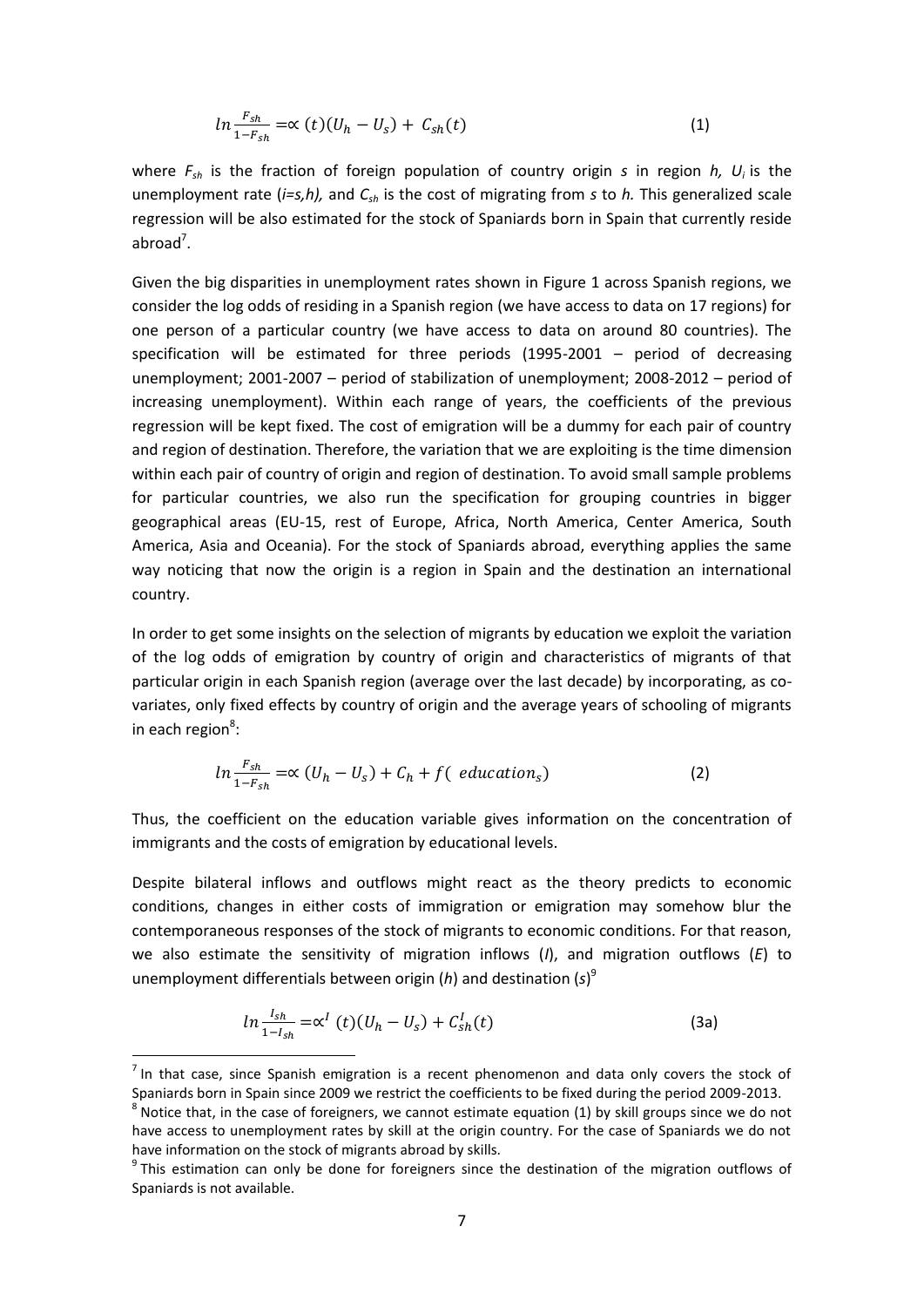$$ln\frac{F_{sh}}{1-F_{sh}} = \propto (t)(U_h - U_s) + C_{sh}(t) \tag{1}$$

where $F_{sh}$ is the fraction of foreign population of country origin *s* in region *h,* $U_i$ is the unemployment rate (*i=s,h),* and $C_{sh}$ is the cost of migrating from *s* to *h.* This generalized scale regression will be also estimated for the stock of Spaniards born in Spain that currently reside abroad[7].

Given the big disparities in unemployment rates shown in Figure 1 across Spanish regions, we consider the log odds of residing in a Spanish region (we have access to data on 17 regions) for one person of a particular country (we have access to data on around 80 countries). The specification will be estimated for three periods (1995-2001 – period of decreasing unemployment; 2001-2007 – period of stabilization of unemployment; 2008-2012 – period of increasing unemployment). Within each range of years, the coefficients of the previous regression will be kept fixed. The cost of emigration will be a dummy for each pair of country and region of destination. Therefore, the variation that we are exploiting is the time dimension within each pair of country of origin and region of destination. To avoid small sample problems for particular countries, we also run the specification for grouping countries in bigger geographical areas (EU-15, rest of Europe, Africa, North America, Center America, South America, Asia and Oceania). For the stock of Spaniards abroad, everything applies the same way noticing that now the origin is a region in Spain and the destination an international country.

In order to get some insights on the selection of migrants by education we exploit the variation of the log odds of emigration by country of origin and characteristics of migrants of that particular origin in each Spanish region (average over the last decade) by incorporating, as co-variates, only fixed effects by country of origin and the average years of schooling of migrants in each region[8]:

$$ln\frac{F_{sh}}{1-F_{sh}} = \propto (U_h - U_s) + C_h + f(\ education_s) \tag{2}$$

Thus, the coefficient on the education variable gives information on the concentration of immigrants and the costs of emigration by educational levels.

Despite bilateral inflows and outflows might react as the theory predicts to economic conditions, changes in either costs of immigration or emigration may somehow blur the contemporaneous responses of the stock of migrants to economic conditions. For that reason, we also estimate the sensitivity of migration inflows (*I*), and migration outflows (*E*) to unemployment differentials between origin (*h*) and destination (*s*)[9]

$$ln\frac{I_{sh}}{1-I_{sh}} = \propto^I (t)(U_h - U_s) + C_{sh}^I(t) \tag{3a}$$

---

[7] In that case, since Spanish emigration is a recent phenomenon and data only covers the stock of Spaniards born in Spain since 2009 we restrict the coefficients to be fixed during the period 2009-2013.

[8] Notice that, in the case of foreigners, we cannot estimate equation (1) by skill groups since we do not have access to unemployment rates by skill at the origin country. For the case of Spaniards we do not have information on the stock of migrants abroad by skills.

[9] This estimation can only be done for foreigners since the destination of the migration outflows of Spaniards is not available.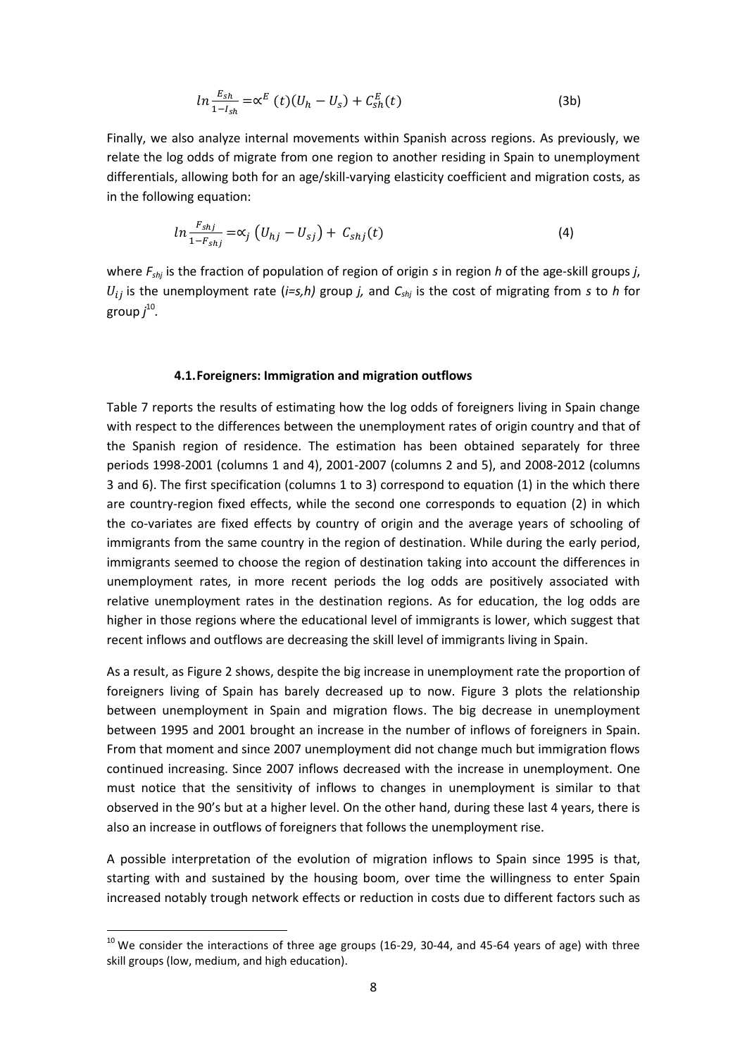$$ln\frac{E_{sh}}{1-I_{sh}} = \propto^{E}(t)(U_h - U_s) + C^{E}_{sh}(t) \tag{3b}$$

Finally, we also analyze internal movements within Spanish across regions. As previously, we relate the log odds of migrate from one region to another residing in Spain to unemployment differentials, allowing both for an age/skill-varying elasticity coefficient and migration costs, as in the following equation:

$$ln\frac{F_{shj}}{1-F_{shj}} = \propto_j \left(U_{hj} - U_{sj}\right) + C_{shj}(t) \tag{4}$$

where $F_{shj}$ is the fraction of population of region of origin *s* in region *h* of the age-skill groups *j*, $U_{ij}$ is the unemployment rate (*i=s,h)* group *j,* and $C_{shj}$ is the cost of migrating from *s* to *h* for group *j*[10].

### 4.1. Foreigners: Immigration and migration outflows

Table 7 reports the results of estimating how the log odds of foreigners living in Spain change with respect to the differences between the unemployment rates of origin country and that of the Spanish region of residence. The estimation has been obtained separately for three periods 1998-2001 (columns 1 and 4), 2001-2007 (columns 2 and 5), and 2008-2012 (columns 3 and 6). The first specification (columns 1 to 3) correspond to equation (1) in the which there are country-region fixed effects, while the second one corresponds to equation (2) in which the co-variates are fixed effects by country of origin and the average years of schooling of immigrants from the same country in the region of destination. While during the early period, immigrants seemed to choose the region of destination taking into account the differences in unemployment rates, in more recent periods the log odds are positively associated with relative unemployment rates in the destination regions. As for education, the log odds are higher in those regions where the educational level of immigrants is lower, which suggest that recent inflows and outflows are decreasing the skill level of immigrants living in Spain.

As a result, as Figure 2 shows, despite the big increase in unemployment rate the proportion of foreigners living of Spain has barely decreased up to now. Figure 3 plots the relationship between unemployment in Spain and migration flows. The big decrease in unemployment between 1995 and 2001 brought an increase in the number of inflows of foreigners in Spain. From that moment and since 2007 unemployment did not change much but immigration flows continued increasing. Since 2007 inflows decreased with the increase in unemployment. One must notice that the sensitivity of inflows to changes in unemployment is similar to that observed in the 90's but at a higher level. On the other hand, during these last 4 years, there is also an increase in outflows of foreigners that follows the unemployment rise.

A possible interpretation of the evolution of migration inflows to Spain since 1995 is that, starting with and sustained by the housing boom, over time the willingness to enter Spain increased notably trough network effects or reduction in costs due to different factors such as

[10] We consider the interactions of three age groups (16-29, 30-44, and 45-64 years of age) with three skill groups (low, medium, and high education).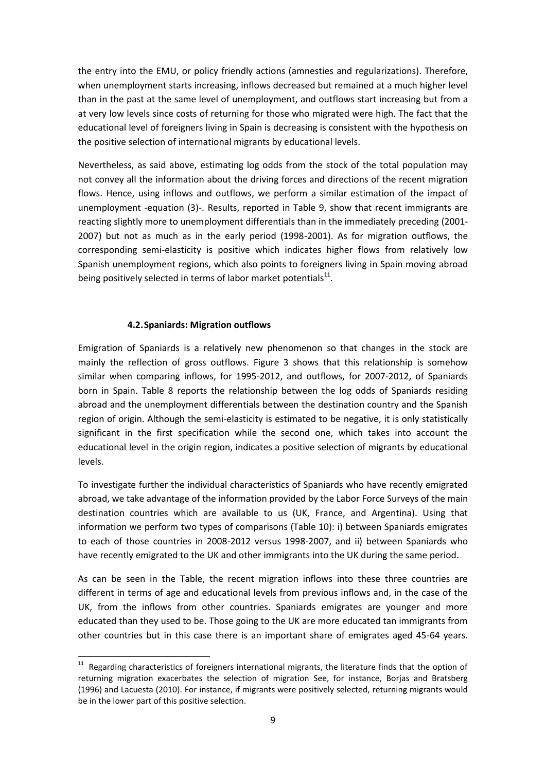the entry into the EMU, or policy friendly actions (amnesties and regularizations). Therefore, when unemployment starts increasing, inflows decreased but remained at a much higher level than in the past at the same level of unemployment, and outflows start increasing but from a at very low levels since costs of returning for those who migrated were high. The fact that the educational level of foreigners living in Spain is decreasing is consistent with the hypothesis on the positive selection of international migrants by educational levels.

Nevertheless, as said above, estimating log odds from the stock of the total population may not convey all the information about the driving forces and directions of the recent migration flows. Hence, using inflows and outflows, we perform a similar estimation of the impact of unemployment -equation (3)-. Results, reported in Table 9, show that recent immigrants are reacting slightly more to unemployment differentials than in the immediately preceding (2001-2007) but not as much as in the early period (1998-2001). As for migration outflows, the corresponding semi-elasticity is positive which indicates higher flows from relatively low Spanish unemployment regions, which also points to foreigners living in Spain moving abroad being positively selected in terms of labor market potentials[11].

### 4.2. Spaniards: Migration outflows

Emigration of Spaniards is a relatively new phenomenon so that changes in the stock are mainly the reflection of gross outflows. Figure 3 shows that this relationship is somehow similar when comparing inflows, for 1995-2012, and outflows, for 2007-2012, of Spaniards born in Spain. Table 8 reports the relationship between the log odds of Spaniards residing abroad and the unemployment differentials between the destination country and the Spanish region of origin. Although the semi-elasticity is estimated to be negative, it is only statistically significant in the first specification while the second one, which takes into account the educational level in the origin region, indicates a positive selection of migrants by educational levels.

To investigate further the individual characteristics of Spaniards who have recently emigrated abroad, we take advantage of the information provided by the Labor Force Surveys of the main destination countries which are available to us (UK, France, and Argentina). Using that information we perform two types of comparisons (Table 10): i) between Spaniards emigrates to each of those countries in 2008-2012 versus 1998-2007, and ii) between Spaniards who have recently emigrated to the UK and other immigrants into the UK during the same period.

As can be seen in the Table, the recent migration inflows into these three countries are different in terms of age and educational levels from previous inflows and, in the case of the UK, from the inflows from other countries. Spaniards emigrates are younger and more educated than they used to be. Those going to the UK are more educated tan immigrants from other countries but in this case there is an important share of emigrates aged 45-64 years.

[11] Regarding characteristics of foreigners international migrants, the literature finds that the option of returning migration exacerbates the selection of migration See, for instance, Borjas and Bratsberg (1996) and Lacuesta (2010). For instance, if migrants were positively selected, returning migrants would be in the lower part of this positive selection.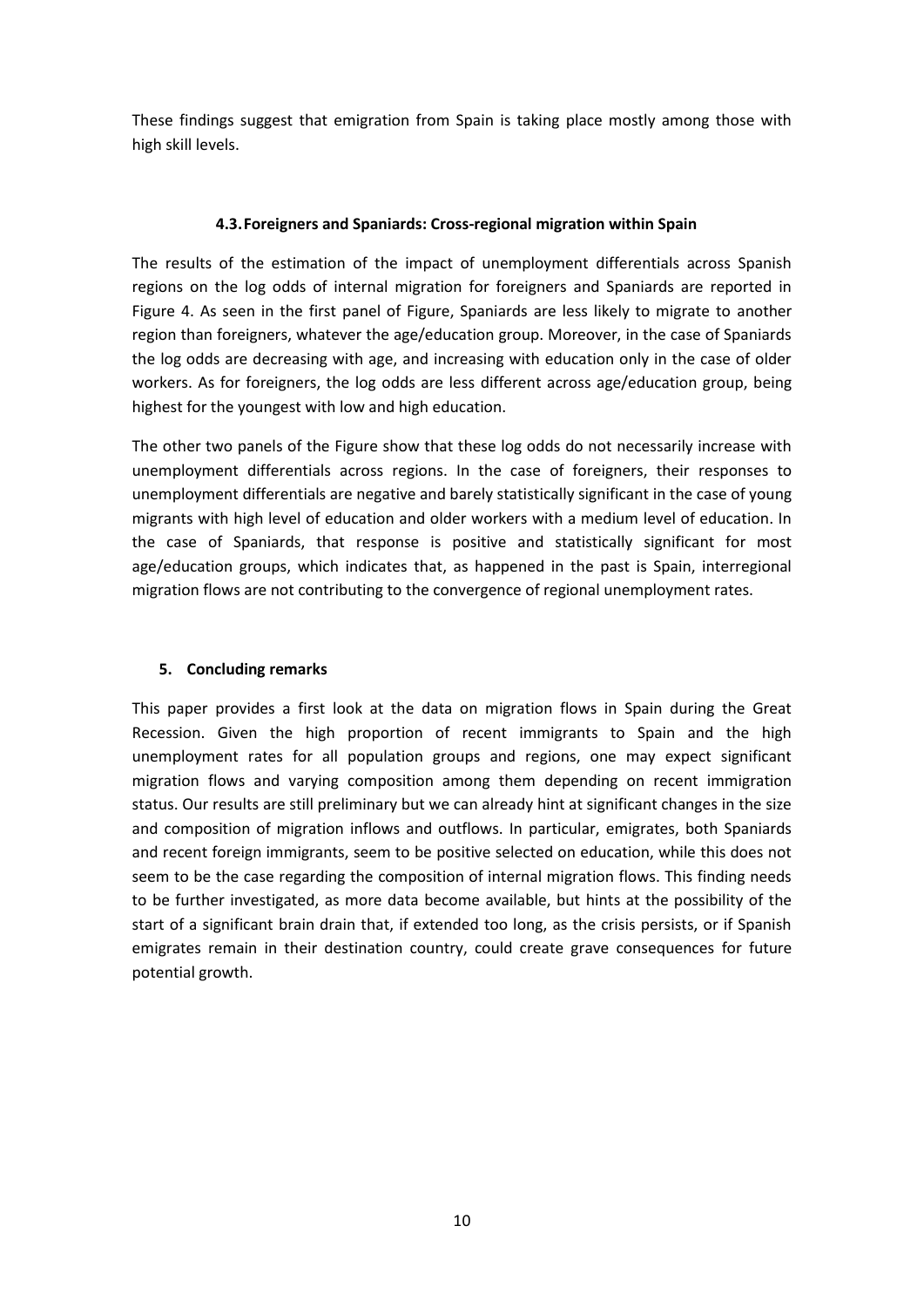These findings suggest that emigration from Spain is taking place mostly among those with high skill levels.

### 4.3. Foreigners and Spaniards: Cross-regional migration within Spain

The results of the estimation of the impact of unemployment differentials across Spanish regions on the log odds of internal migration for foreigners and Spaniards are reported in Figure 4. As seen in the first panel of Figure, Spaniards are less likely to migrate to another region than foreigners, whatever the age/education group. Moreover, in the case of Spaniards the log odds are decreasing with age, and increasing with education only in the case of older workers. As for foreigners, the log odds are less different across age/education group, being highest for the youngest with low and high education.

The other two panels of the Figure show that these log odds do not necessarily increase with unemployment differentials across regions. In the case of foreigners, their responses to unemployment differentials are negative and barely statistically significant in the case of young migrants with high level of education and older workers with a medium level of education. In the case of Spaniards, that response is positive and statistically significant for most age/education groups, which indicates that, as happened in the past is Spain, interregional migration flows are not contributing to the convergence of regional unemployment rates.

## 5. Concluding remarks

This paper provides a first look at the data on migration flows in Spain during the Great Recession. Given the high proportion of recent immigrants to Spain and the high unemployment rates for all population groups and regions, one may expect significant migration flows and varying composition among them depending on recent immigration status. Our results are still preliminary but we can already hint at significant changes in the size and composition of migration inflows and outflows. In particular, emigrates, both Spaniards and recent foreign immigrants, seem to be positive selected on education, while this does not seem to be the case regarding the composition of internal migration flows. This finding needs to be further investigated, as more data become available, but hints at the possibility of the start of a significant brain drain that, if extended too long, as the crisis persists, or if Spanish emigrates remain in their destination country, could create grave consequences for future potential growth.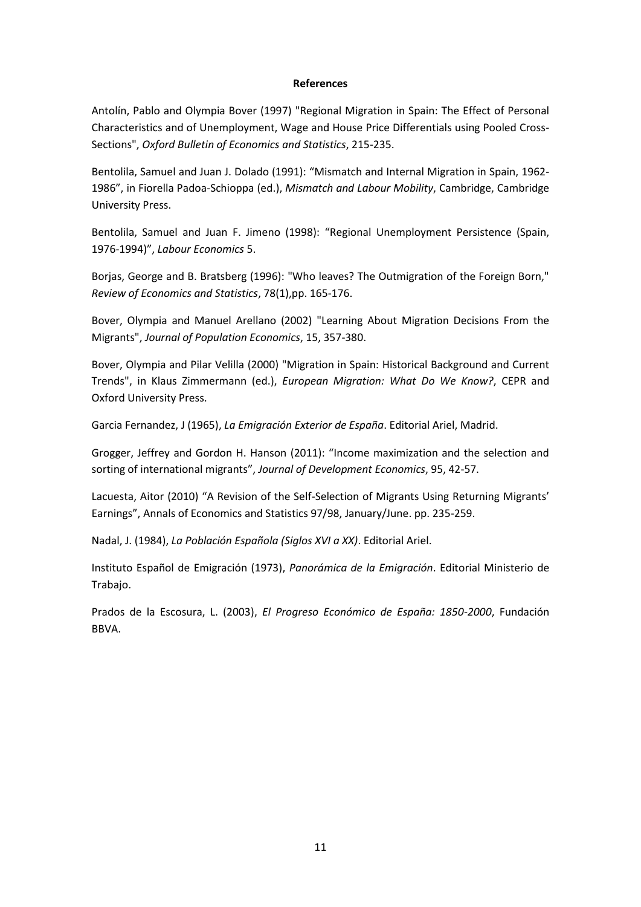**References**

Antolín, Pablo and Olympia Bover (1997) "Regional Migration in Spain: The Effect of Personal Characteristics and of Unemployment, Wage and House Price Differentials using Pooled Cross-Sections", *Oxford Bulletin of Economics and Statistics*, 215-235.

Bentolila, Samuel and Juan J. Dolado (1991): "Mismatch and Internal Migration in Spain, 1962-1986", in Fiorella Padoa-Schioppa (ed.), *Mismatch and Labour Mobility*, Cambridge, Cambridge University Press.

Bentolila, Samuel and Juan F. Jimeno (1998): "Regional Unemployment Persistence (Spain, 1976-1994)", *Labour Economics* 5.

Borjas, George and B. Bratsberg (1996): "Who leaves? The Outmigration of the Foreign Born," *Review of Economics and Statistics*, 78(1),pp. 165-176.

Bover, Olympia and Manuel Arellano (2002) "Learning About Migration Decisions From the Migrants", *Journal of Population Economics*, 15, 357-380.

Bover, Olympia and Pilar Velilla (2000) "Migration in Spain: Historical Background and Current Trends", in Klaus Zimmermann (ed.), *European Migration: What Do We Know?*, CEPR and Oxford University Press.

Garcia Fernandez, J (1965), *La Emigración Exterior de España*. Editorial Ariel, Madrid.

Grogger, Jeffrey and Gordon H. Hanson (2011): "Income maximization and the selection and sorting of international migrants", *Journal of Development Economics*, 95, 42-57.

Lacuesta, Aitor (2010) "A Revision of the Self-Selection of Migrants Using Returning Migrants' Earnings", Annals of Economics and Statistics 97/98, January/June. pp. 235-259.

Nadal, J. (1984), *La Población Española (Siglos XVI a XX)*. Editorial Ariel.

Instituto Español de Emigración (1973), *Panorámica de la Emigración*. Editorial Ministerio de Trabajo.

Prados de la Escosura, L. (2003), *El Progreso Económico de España: 1850-2000*, Fundación BBVA.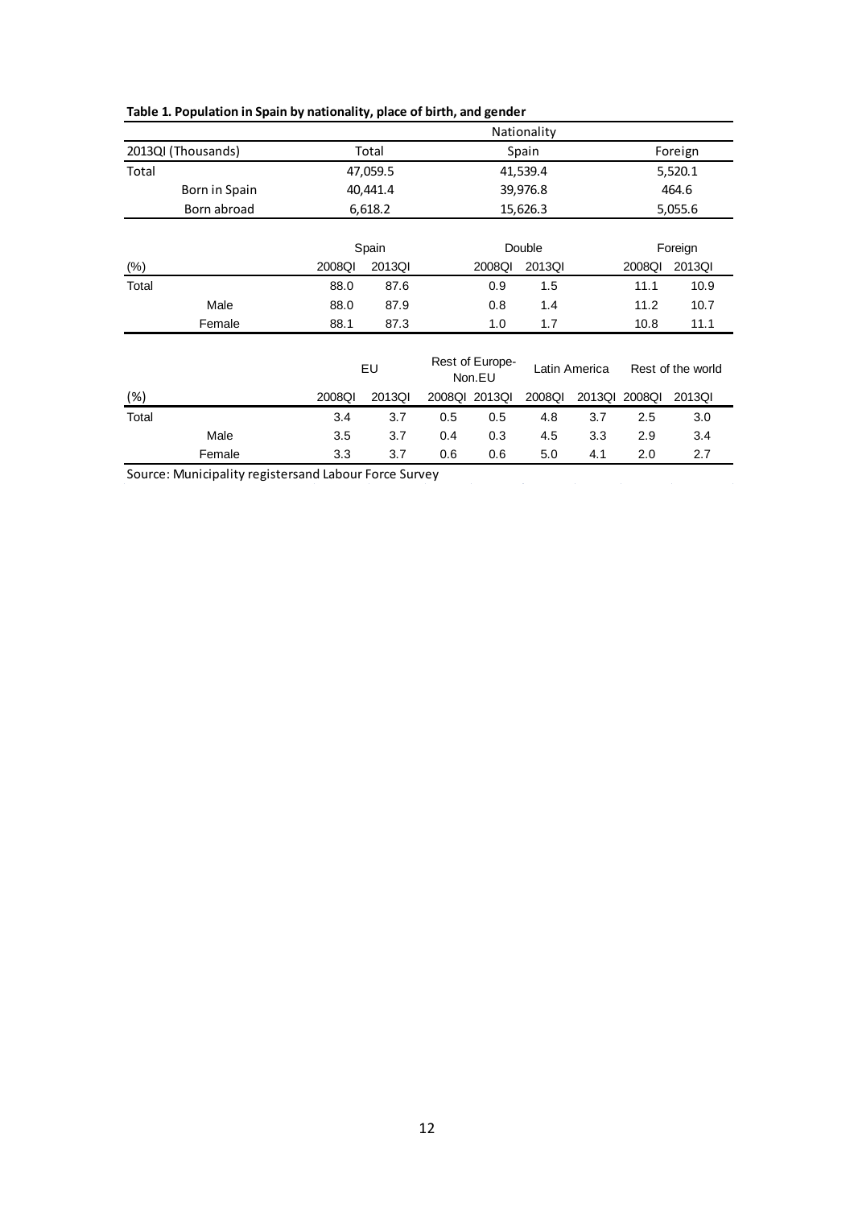**Table 1. Population in Spain by nationality, place of birth, and gender**

| 2013QI (Thousands) | Nationality: Total | Spain | Foreign |
|---|---|---|---|
| Total | 47,059.5 | 41,539.4 | 5,520.1 |
| Born in Spain | 40,441.4 | 39,976.8 | 464.6 |
| Born abroad | 6,618.2 | 15,626.3 | 5,055.6 |

| (%) | Spain | | Double | | Foreign | |
|---|---|---|---|---|---|---|
| | 2008QI | 2013QI | 2008QI | 2013QI | 2008QI | 2013QI |
| Total | 88.0 | 87.6 | 0.9 | 1.5 | 11.1 | 10.9 |
| Male | 88.0 | 87.9 | 0.8 | 1.4 | 11.2 | 10.7 |
| Female | 88.1 | 87.3 | 1.0 | 1.7 | 10.8 | 11.1 |

| (%) | EU | | Rest of Europe-Non.EU | | Latin America | | Rest of the world | |
|---|---|---|---|---|---|---|---|---|
| | 2008QI | 2013QI | 2008QI | 2013QI | 2008QI | 2013QI | 2008QI | 2013QI |
| Total | 3.4 | 3.7 | 0.5 | 0.5 | 4.8 | 3.7 | 2.5 | 3.0 |
| Male | 3.5 | 3.7 | 0.4 | 0.3 | 4.5 | 3.3 | 2.9 | 3.4 |
| Female | 3.3 | 3.7 | 0.6 | 0.6 | 5.0 | 4.1 | 2.0 | 2.7 |

Source: Municipality registersand Labour Force Survey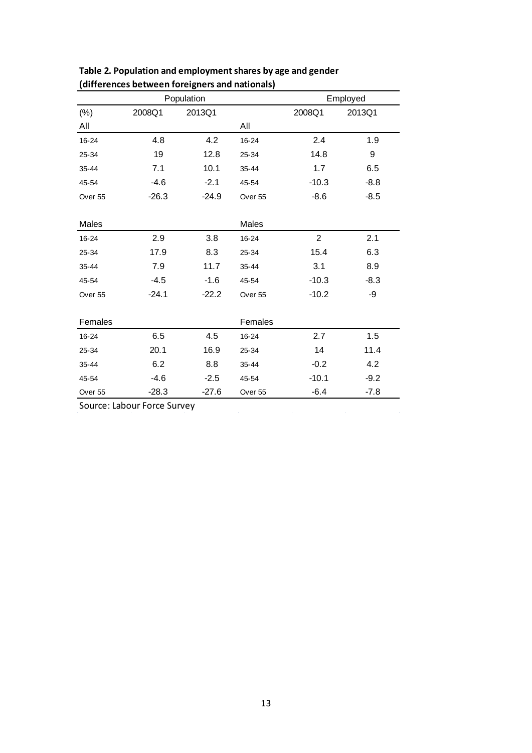**Table 2. Population and employment shares by age and gender (differences between foreigners and nationals)**

| | Population | | | Employed | |
|---|---|---|---|---|---|
| (%) | 2008Q1 | 2013Q1 | | 2008Q1 | 2013Q1 |
| All | | | All | | |
| 16-24 | 4.8 | 4.2 | 16-24 | 2.4 | 1.9 |
| 25-34 | 19 | 12.8 | 25-34 | 14.8 | 9 |
| 35-44 | 7.1 | 10.1 | 35-44 | 1.7 | 6.5 |
| 45-54 | -4.6 | -2.1 | 45-54 | -10.3 | -8.8 |
| Over 55 | -26.3 | -24.9 | Over 55 | -8.6 | -8.5 |
| Males | | | Males | | |
| 16-24 | 2.9 | 3.8 | 16-24 | 2 | 2.1 |
| 25-34 | 17.9 | 8.3 | 25-34 | 15.4 | 6.3 |
| 35-44 | 7.9 | 11.7 | 35-44 | 3.1 | 8.9 |
| 45-54 | -4.5 | -1.6 | 45-54 | -10.3 | -8.3 |
| Over 55 | -24.1 | -22.2 | Over 55 | -10.2 | -9 |
| Females | | | Females | | |
| 16-24 | 6.5 | 4.5 | 16-24 | 2.7 | 1.5 |
| 25-34 | 20.1 | 16.9 | 25-34 | 14 | 11.4 |
| 35-44 | 6.2 | 8.8 | 35-44 | -0.2 | 4.2 |
| 45-54 | -4.6 | -2.5 | 45-54 | -10.1 | -9.2 |
| Over 55 | -28.3 | -27.6 | Over 55 | -6.4 | -7.8 |

Source: Labour Force Survey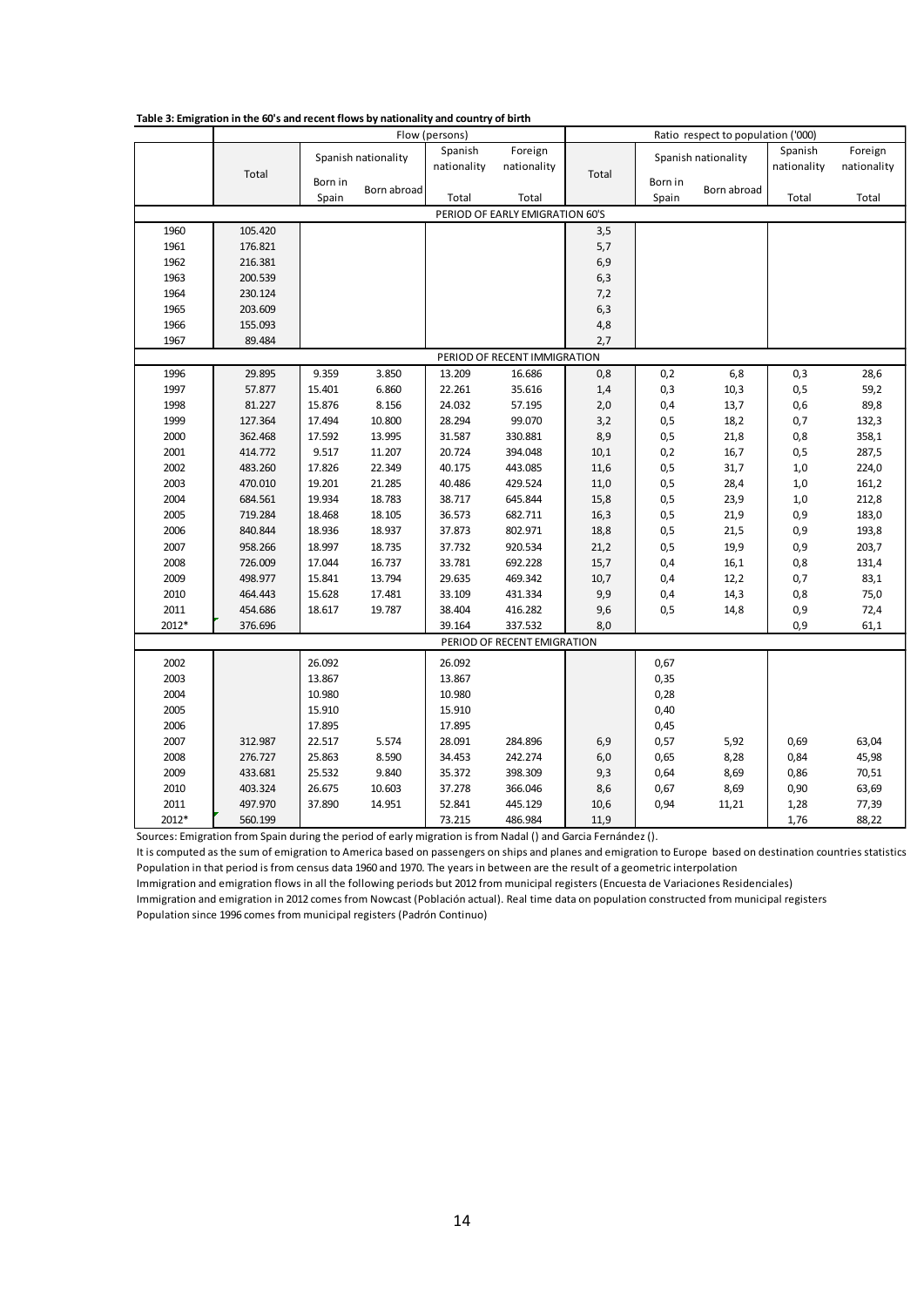**Table 3: Emigration in the 60's and recent flows by nationality and country of birth**

| | Flow (persons) | | | | | Ratio respect to population ('000) | | | | |
|---|---|---|---|---|---|---|---|---|---|---|
| | Total | Spanish nationality | | Spanish nationality | Foreign nationality | Total | Spanish nationality | | Spanish nationality | Foreign nationality |
| | | Born in Spain | Born abroad | Total | Total | | Born in Spain | Born abroad | Total | Total |
| PERIOD OF EARLY EMIGRATION 60'S | | | | | | | | | | |
| 1960 | 105.420 | | | | | 3,5 | | | | |
| 1961 | 176.821 | | | | | 5,7 | | | | |
| 1962 | 216.381 | | | | | 6,9 | | | | |
| 1963 | 200.539 | | | | | 6,3 | | | | |
| 1964 | 230.124 | | | | | 7,2 | | | | |
| 1965 | 203.609 | | | | | 6,3 | | | | |
| 1966 | 155.093 | | | | | 4,8 | | | | |
| 1967 | 89.484 | | | | | 2,7 | | | | |
| PERIOD OF RECENT IMMIGRATION | | | | | | | | | | |
| 1996 | 29.895 | 9.359 | 3.850 | 13.209 | 16.686 | 0,8 | 0,2 | 6,8 | 0,3 | 28,6 |
| 1997 | 57.877 | 15.401 | 6.860 | 22.261 | 35.616 | 1,4 | 0,3 | 10,3 | 0,5 | 59,2 |
| 1998 | 81.227 | 15.876 | 8.156 | 24.032 | 57.195 | 2,0 | 0,4 | 13,7 | 0,6 | 89,8 |
| 1999 | 127.364 | 17.494 | 10.800 | 28.294 | 99.070 | 3,2 | 0,5 | 18,2 | 0,7 | 132,3 |
| 2000 | 362.468 | 17.592 | 13.995 | 31.587 | 330.881 | 8,9 | 0,5 | 21,8 | 0,8 | 358,1 |
| 2001 | 414.772 | 9.517 | 11.207 | 20.724 | 394.048 | 10,1 | 0,2 | 16,7 | 0,5 | 287,5 |
| 2002 | 483.260 | 17.826 | 22.349 | 40.175 | 443.085 | 11,6 | 0,5 | 31,7 | 1,0 | 224,0 |
| 2003 | 470.010 | 19.201 | 21.285 | 40.486 | 429.524 | 11,0 | 0,5 | 28,4 | 1,0 | 161,2 |
| 2004 | 684.561 | 19.934 | 18.783 | 38.717 | 645.844 | 15,8 | 0,5 | 23,9 | 1,0 | 212,8 |
| 2005 | 719.284 | 18.468 | 18.105 | 36.573 | 682.711 | 16,3 | 0,5 | 21,9 | 0,9 | 183,0 |
| 2006 | 840.844 | 18.936 | 18.937 | 37.873 | 802.971 | 18,8 | 0,5 | 21,5 | 0,9 | 193,8 |
| 2007 | 958.266 | 18.997 | 18.735 | 37.732 | 920.534 | 21,2 | 0,5 | 19,9 | 0,9 | 203,7 |
| 2008 | 726.009 | 17.044 | 16.737 | 33.781 | 692.228 | 15,7 | 0,4 | 16,1 | 0,8 | 131,4 |
| 2009 | 498.977 | 15.841 | 13.794 | 29.635 | 469.342 | 10,7 | 0,4 | 12,2 | 0,7 | 83,1 |
| 2010 | 464.443 | 15.628 | 17.481 | 33.109 | 431.334 | 9,9 | 0,4 | 14,3 | 0,8 | 75,0 |
| 2011 | 454.686 | 18.617 | 19.787 | 38.404 | 416.282 | 9,6 | 0,5 | 14,8 | 0,9 | 72,4 |
| 2012* | 376.696 | | | 39.164 | 337.532 | 8,0 | | | 0,9 | 61,1 |
| PERIOD OF RECENT EMIGRATION | | | | | | | | | | |
| 2002 | | 26.092 | | 26.092 | | | 0,67 | | | |
| 2003 | | 13.867 | | 13.867 | | | 0,35 | | | |
| 2004 | | 10.980 | | 10.980 | | | 0,28 | | | |
| 2005 | | 15.910 | | 15.910 | | | 0,40 | | | |
| 2006 | | 17.895 | | 17.895 | | | 0,45 | | | |
| 2007 | 312.987 | 22.517 | 5.574 | 28.091 | 284.896 | 6,9 | 0,57 | 5,92 | 0,69 | 63,04 |
| 2008 | 276.727 | 25.863 | 8.590 | 34.453 | 242.274 | 6,0 | 0,65 | 8,28 | 0,84 | 45,98 |
| 2009 | 433.681 | 25.532 | 9.840 | 35.372 | 398.309 | 9,3 | 0,64 | 8,69 | 0,86 | 70,51 |
| 2010 | 403.324 | 26.675 | 10.603 | 37.278 | 366.046 | 8,6 | 0,67 | 8,69 | 0,90 | 63,69 |
| 2011 | 497.970 | 37.890 | 14.951 | 52.841 | 445.129 | 10,6 | 0,94 | 11,21 | 1,28 | 77,39 |
| 2012* | 560.199 | | | 73.215 | 486.984 | 11,9 | | | 1,76 | 88,22 |

Sources: Emigration from Spain during the period of early migration is from Nadal () and Garcia Fernández ().

It is computed as the sum of emigration to America based on passengers on ships and planes and emigration to Europe based on destination countries statistics

Population in that period is from census data 1960 and 1970. The years in between are the result of a geometric interpolation

Immigration and emigration flows in all the following periods but 2012 from municipal registers (Encuesta de Variaciones Residenciales)

Immigration and emigration in 2012 comes from Nowcast (Población actual). Real time data on population constructed from municipal registers

Population since 1996 comes from municipal registers (Padrón Continuo)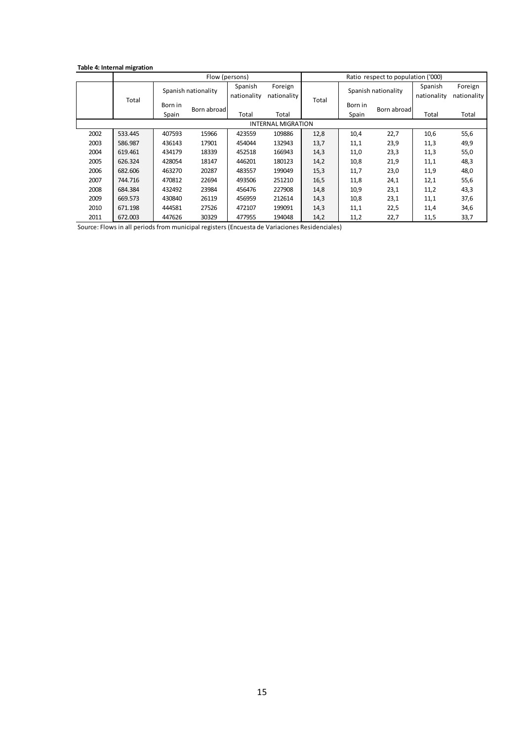**Table 4: Internal migration**

| | Flow (persons) | | | | | Ratio respect to population ('000) | | | | |
|---|---|---|---|---|---|---|---|---|---|---|
| | Total | Spanish nationality | | Spanish nationality | Foreign nationality | Total | Spanish nationality | | Spanish nationality | Foreign nationality |
| | | Born in Spain | Born abroad | Total | Total | | Born in Spain | Born abroad | Total | Total |
| INTERNAL MIGRATION | | | | | | | | | | |
| 2002 | 533.445 | 407593 | 15966 | 423559 | 109886 | 12,8 | 10,4 | 22,7 | 10,6 | 55,6 |
| 2003 | 586.987 | 436143 | 17901 | 454044 | 132943 | 13,7 | 11,1 | 23,9 | 11,3 | 49,9 |
| 2004 | 619.461 | 434179 | 18339 | 452518 | 166943 | 14,3 | 11,0 | 23,3 | 11,3 | 55,0 |
| 2005 | 626.324 | 428054 | 18147 | 446201 | 180123 | 14,2 | 10,8 | 21,9 | 11,1 | 48,3 |
| 2006 | 682.606 | 463270 | 20287 | 483557 | 199049 | 15,3 | 11,7 | 23,0 | 11,9 | 48,0 |
| 2007 | 744.716 | 470812 | 22694 | 493506 | 251210 | 16,5 | 11,8 | 24,1 | 12,1 | 55,6 |
| 2008 | 684.384 | 432492 | 23984 | 456476 | 227908 | 14,8 | 10,9 | 23,1 | 11,2 | 43,3 |
| 2009 | 669.573 | 430840 | 26119 | 456959 | 212614 | 14,3 | 10,8 | 23,1 | 11,1 | 37,6 |
| 2010 | 671.198 | 444581 | 27526 | 472107 | 199091 | 14,3 | 11,1 | 22,5 | 11,4 | 34,6 |
| 2011 | 672.003 | 447626 | 30329 | 477955 | 194048 | 14,2 | 11,2 | 22,7 | 11,5 | 33,7 |

Source: Flows in all periods from municipal registers (Encuesta de Variaciones Residenciales)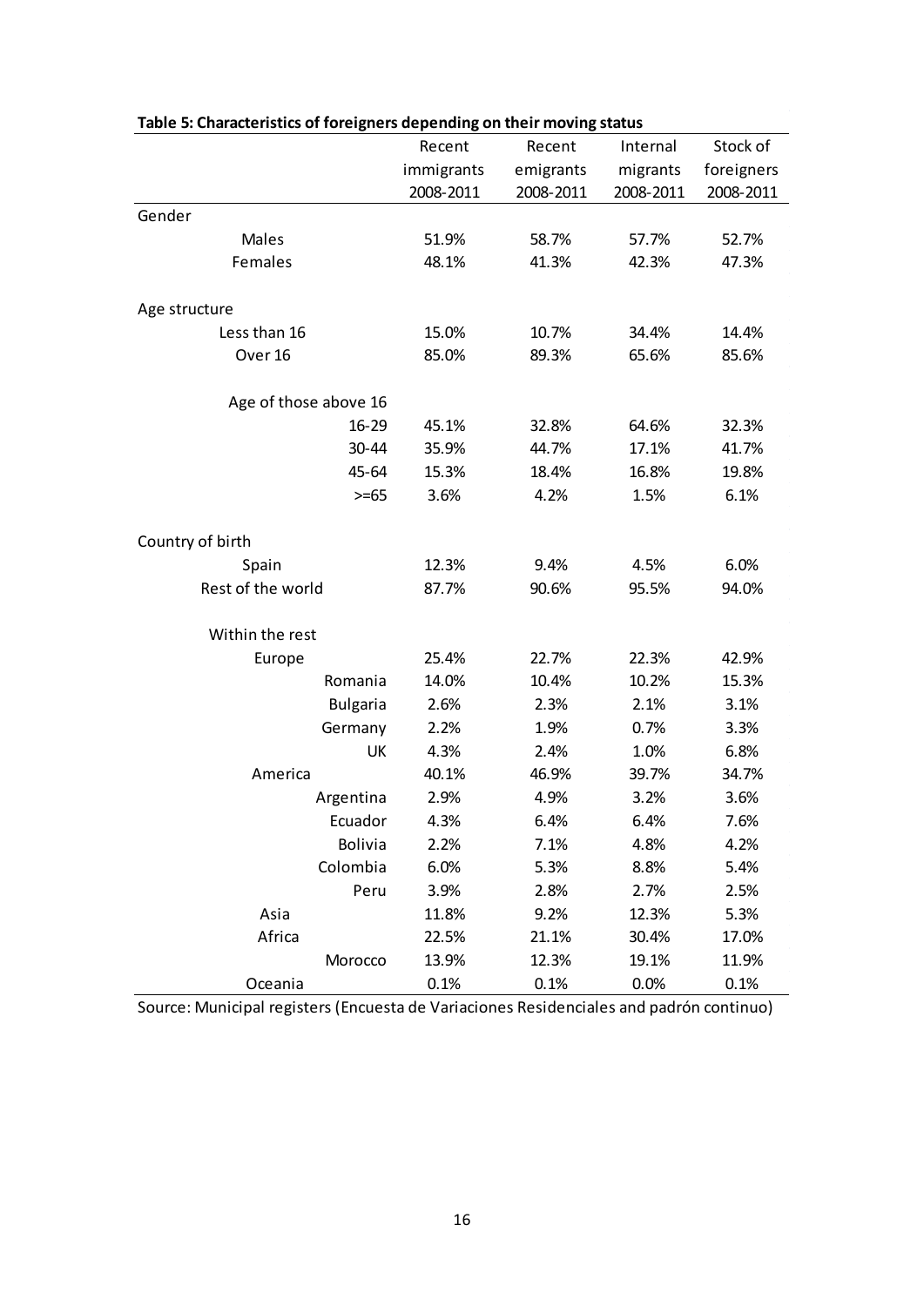**Table 5: Characteristics of foreigners depending on their moving status**

| | Recent immigrants 2008-2011 | Recent emigrants 2008-2011 | Internal migrants 2008-2011 | Stock of foreigners 2008-2011 |
|---|---|---|---|---|
| Gender | | | | |
| Males | 51.9% | 58.7% | 57.7% | 52.7% |
| Females | 48.1% | 41.3% | 42.3% | 47.3% |
| | | | | |
| Age structure | | | | |
| Less than 16 | 15.0% | 10.7% | 34.4% | 14.4% |
| Over 16 | 85.0% | 89.3% | 65.6% | 85.6% |
| | | | | |
| Age of those above 16 | | | | |
| 16-29 | 45.1% | 32.8% | 64.6% | 32.3% |
| 30-44 | 35.9% | 44.7% | 17.1% | 41.7% |
| 45-64 | 15.3% | 18.4% | 16.8% | 19.8% |
| >=65 | 3.6% | 4.2% | 1.5% | 6.1% |
| | | | | |
| Country of birth | | | | |
| Spain | 12.3% | 9.4% | 4.5% | 6.0% |
| Rest of the world | 87.7% | 90.6% | 95.5% | 94.0% |
| | | | | |
| Within the rest | | | | |
| Europe | 25.4% | 22.7% | 22.3% | 42.9% |
| Romania | 14.0% | 10.4% | 10.2% | 15.3% |
| Bulgaria | 2.6% | 2.3% | 2.1% | 3.1% |
| Germany | 2.2% | 1.9% | 0.7% | 3.3% |
| UK | 4.3% | 2.4% | 1.0% | 6.8% |
| America | 40.1% | 46.9% | 39.7% | 34.7% |
| Argentina | 2.9% | 4.9% | 3.2% | 3.6% |
| Ecuador | 4.3% | 6.4% | 6.4% | 7.6% |
| Bolivia | 2.2% | 7.1% | 4.8% | 4.2% |
| Colombia | 6.0% | 5.3% | 8.8% | 5.4% |
| Peru | 3.9% | 2.8% | 2.7% | 2.5% |
| Asia | 11.8% | 9.2% | 12.3% | 5.3% |
| Africa | 22.5% | 21.1% | 30.4% | 17.0% |
| Morocco | 13.9% | 12.3% | 19.1% | 11.9% |
| Oceania | 0.1% | 0.1% | 0.0% | 0.1% |

Source: Municipal registers (Encuesta de Variaciones Residenciales and padrón continuo)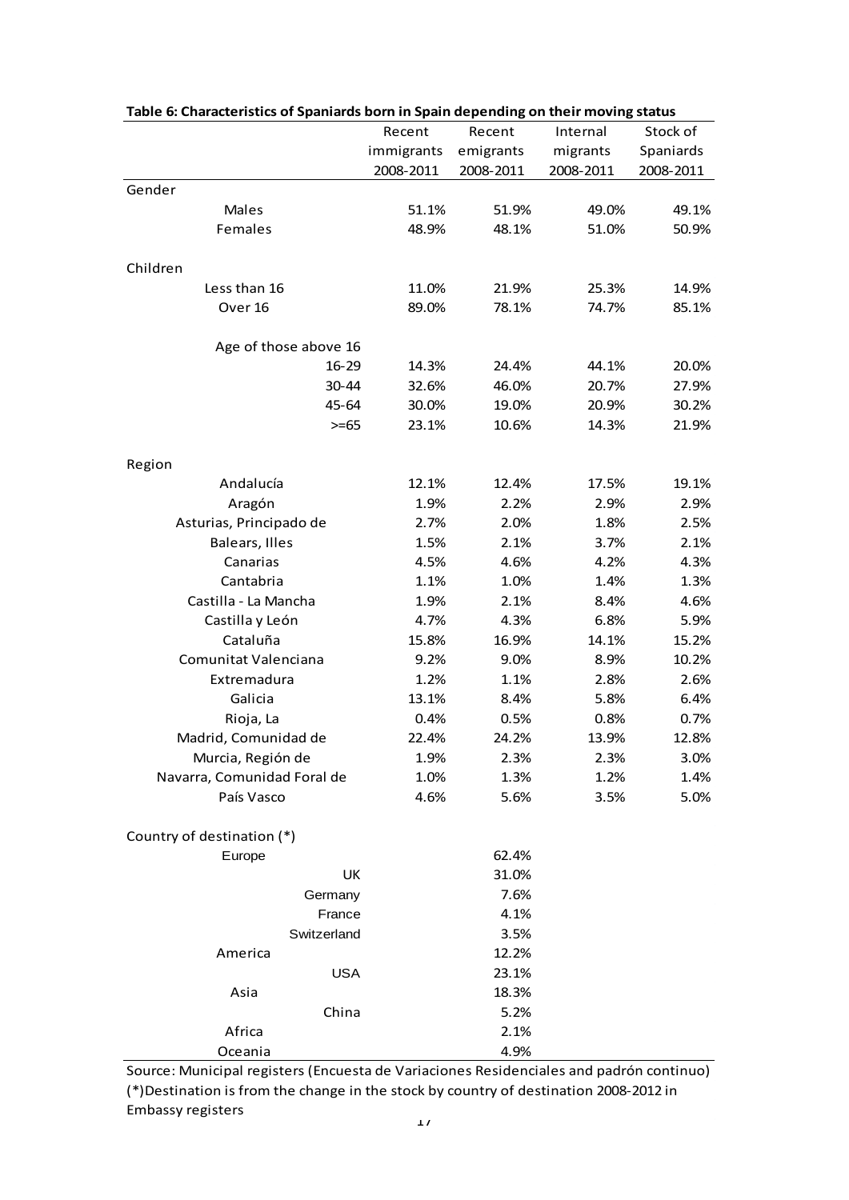**Table 6: Characteristics of Spaniards born in Spain depending on their moving status**

| | Recent immigrants 2008-2011 | Recent emigrants 2008-2011 | Internal migrants 2008-2011 | Stock of Spaniards 2008-2011 |
|---|---|---|---|---|
| Gender | | | | |
| Males | 51.1% | 51.9% | 49.0% | 49.1% |
| Females | 48.9% | 48.1% | 51.0% | 50.9% |
| Children | | | | |
| Less than 16 | 11.0% | 21.9% | 25.3% | 14.9% |
| Over 16 | 89.0% | 78.1% | 74.7% | 85.1% |
| Age of those above 16 | | | | |
| 16-29 | 14.3% | 24.4% | 44.1% | 20.0% |
| 30-44 | 32.6% | 46.0% | 20.7% | 27.9% |
| 45-64 | 30.0% | 19.0% | 20.9% | 30.2% |
| >=65 | 23.1% | 10.6% | 14.3% | 21.9% |
| Region | | | | |
| Andalucía | 12.1% | 12.4% | 17.5% | 19.1% |
| Aragón | 1.9% | 2.2% | 2.9% | 2.9% |
| Asturias, Principado de | 2.7% | 2.0% | 1.8% | 2.5% |
| Balears, Illes | 1.5% | 2.1% | 3.7% | 2.1% |
| Canarias | 4.5% | 4.6% | 4.2% | 4.3% |
| Cantabria | 1.1% | 1.0% | 1.4% | 1.3% |
| Castilla - La Mancha | 1.9% | 2.1% | 8.4% | 4.6% |
| Castilla y León | 4.7% | 4.3% | 6.8% | 5.9% |
| Cataluña | 15.8% | 16.9% | 14.1% | 15.2% |
| Comunitat Valenciana | 9.2% | 9.0% | 8.9% | 10.2% |
| Extremadura | 1.2% | 1.1% | 2.8% | 2.6% |
| Galicia | 13.1% | 8.4% | 5.8% | 6.4% |
| Rioja, La | 0.4% | 0.5% | 0.8% | 0.7% |
| Madrid, Comunidad de | 22.4% | 24.2% | 13.9% | 12.8% |
| Murcia, Región de | 1.9% | 2.3% | 2.3% | 3.0% |
| Navarra, Comunidad Foral de | 1.0% | 1.3% | 1.2% | 1.4% |
| País Vasco | 4.6% | 5.6% | 3.5% | 5.0% |
| Country of destination (*) | | | | |
| Europe | | 62.4% | | |
| UK | | 31.0% | | |
| Germany | | 7.6% | | |
| France | | 4.1% | | |
| Switzerland | | 3.5% | | |
| America | | 12.2% | | |
| USA | | 23.1% | | |
| Asia | | 18.3% | | |
| China | | 5.2% | | |
| Africa | | 2.1% | | |
| Oceania | | 4.9% | | |

Source: Municipal registers (Encuesta de Variaciones Residenciales and padrón continuo)
(*)Destination is from the change in the stock by country of destination 2008-2012 in Embassy registers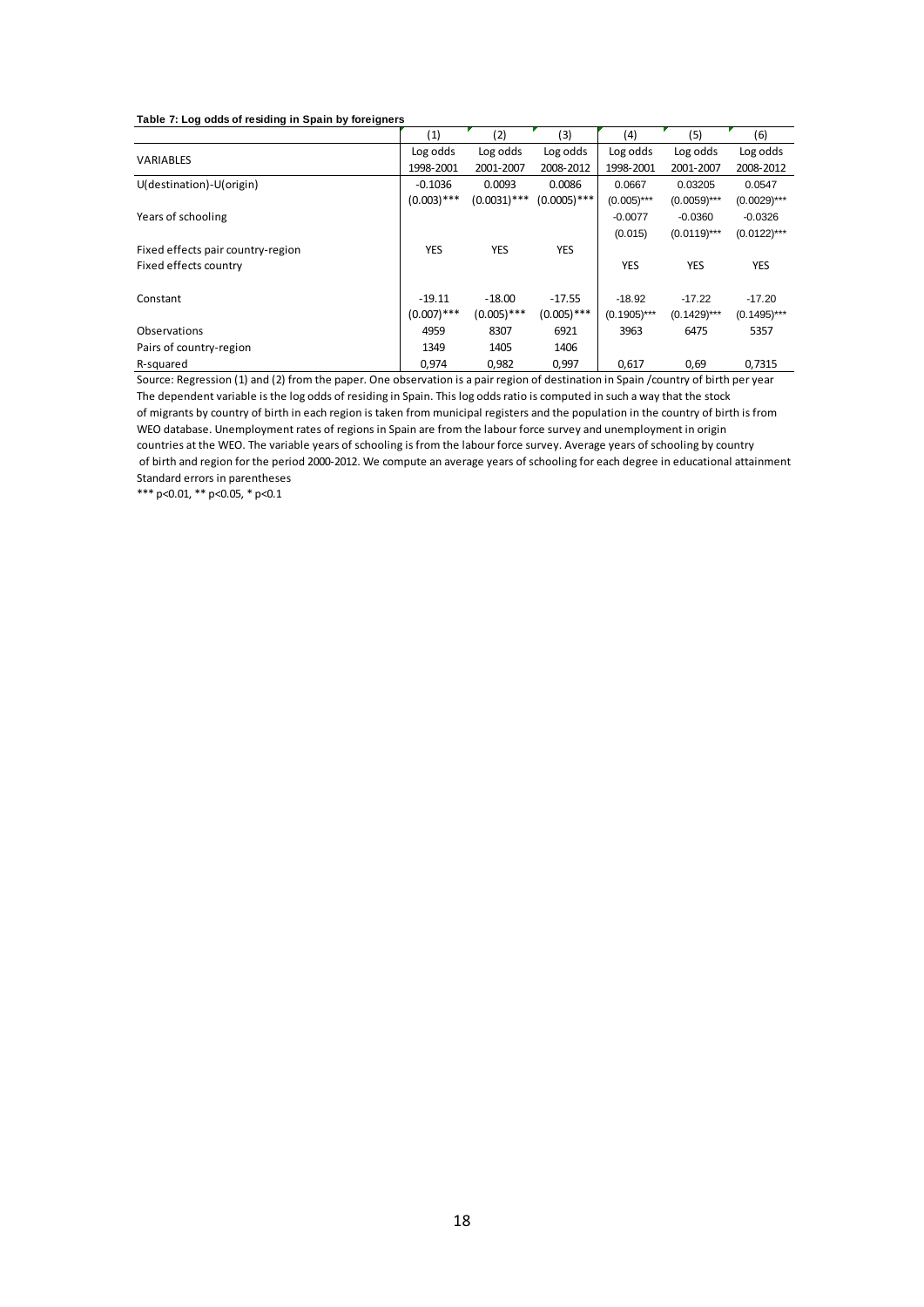**Table 7: Log odds of residing in Spain by foreigners**

| | (1) | (2) | (3) | (4) | (5) | (6) |
|---|---|---|---|---|---|---|
| VARIABLES | Log odds | Log odds | Log odds | Log odds | Log odds | Log odds |
| | 1998-2001 | 2001-2007 | 2008-2012 | 1998-2001 | 2001-2007 | 2008-2012 |
| U(destination)-U(origin) | -0.1036 | 0.0093 | 0.0086 | 0.0667 | 0.03205 | 0.0547 |
| | (0.003)*** | (0.0031)*** | (0.0005)*** | (0.005)*** | (0.0059)*** | (0.0029)*** |
| Years of schooling | | | | -0.0077 | -0.0360 | -0.0326 |
| | | | | (0.015) | (0.0119)*** | (0.0122)*** |
| Fixed effects pair country-region | YES | YES | YES | | | |
| Fixed effects country | | | | YES | YES | YES |
| Constant | -19.11 | -18.00 | -17.55 | -18.92 | -17.22 | -17.20 |
| | (0.007)*** | (0.005)*** | (0.005)*** | (0.1905)*** | (0.1429)*** | (0.1495)*** |
| Observations | 4959 | 8307 | 6921 | 3963 | 6475 | 5357 |
| Pairs of country-region | 1349 | 1405 | 1406 | | | |
| R-squared | 0,974 | 0,982 | 0,997 | 0,617 | 0,69 | 0,7315 |

Source: Regression (1) and (2) from the paper. One observation is a pair region of destination in Spain /country of birth per year
The dependent variable is the log odds of residing in Spain. This log odds ratio is computed in such a way that the stock of migrants by country of birth in each region is taken from municipal registers and the population in the country of birth is from WEO database. Unemployment rates of regions in Spain are from the labour force survey and unemployment in origin countries at the WEO. The variable years of schooling is from the labour force survey. Average years of schooling by country of birth and region for the period 2000-2012. We compute an average years of schooling for each degree in educational attainment
Standard errors in parentheses
*** p<0.01, ** p<0.05, * p<0.1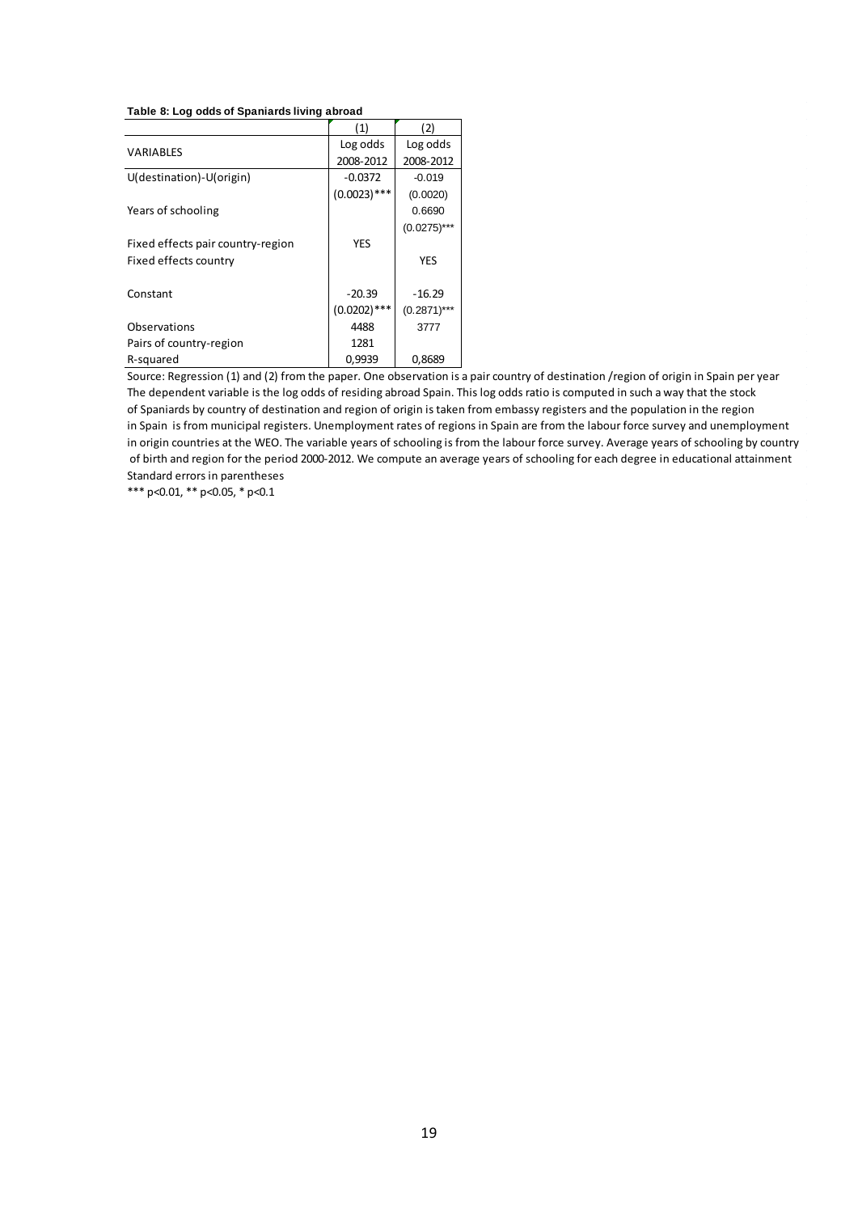**Table 8: Log odds of Spaniards living abroad**

| VARIABLES | (1)<br>Log odds<br>2008-2012 | (2)<br>Log odds<br>2008-2012 |
|---|---|---|
| U(destination)-U(origin) | -0.0372 | -0.019 |
| | (0.0023)*** | (0.0020) |
| Years of schooling | | 0.6690 |
| | | (0.0275)*** |
| Fixed effects pair country-region | YES | |
| Fixed effects country | | YES |
| Constant | -20.39 | -16.29 |
| | (0.0202)*** | (0.2871)*** |
| Observations | 4488 | 3777 |
| Pairs of country-region | 1281 | |
| R-squared | 0,9939 | 0,8689 |

Source: Regression (1) and (2) from the paper. One observation is a pair country of destination /region of origin in Spain per year
The dependent variable is the log odds of residing abroad Spain. This log odds ratio is computed in such a way that the stock of Spaniards by country of destination and region of origin is taken from embassy registers and the population in the region in Spain is from municipal registers. Unemployment rates of regions in Spain are from the labour force survey and unemployment in origin countries at the WEO. The variable years of schooling is from the labour force survey. Average years of schooling by country of birth and region for the period 2000-2012. We compute an average years of schooling for each degree in educational attainment
Standard errors in parentheses
*** $p<0.01$, ** $p<0.05$, * $p<0.1$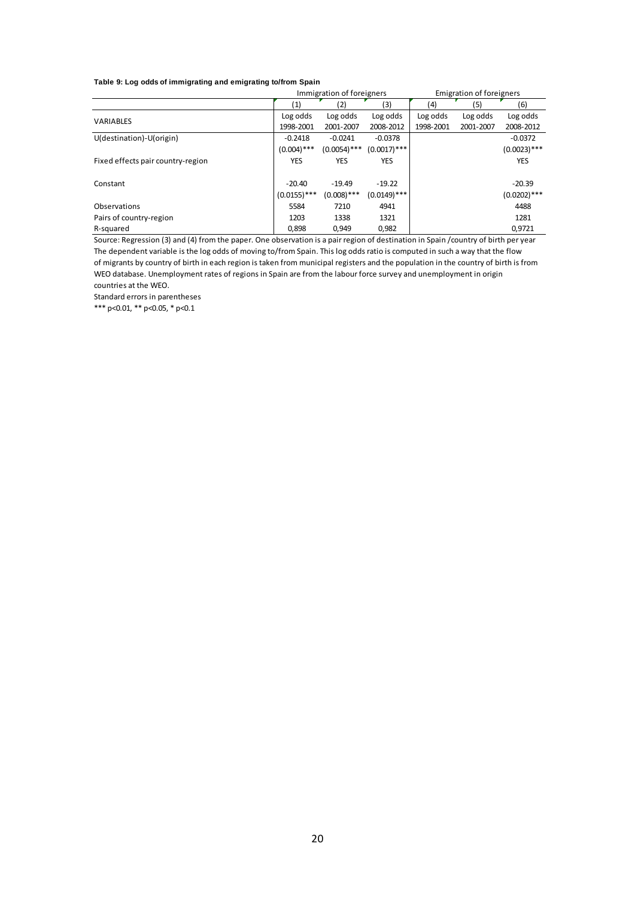**Table 9: Log odds of immigrating and emigrating to/from Spain**

| | Immigration of foreigners | | | Emigration of foreigners | | |
|---|---|---|---|---|---|---|
| | (1) | (2) | (3) | (4) | (5) | (6) |
| VARIABLES | Log odds 1998-2001 | Log odds 2001-2007 | Log odds 2008-2012 | Log odds 1998-2001 | Log odds 2001-2007 | Log odds 2008-2012 |
| U(destination)-U(origin) | -0.2418 | -0.0241 | -0.0378 | | | -0.0372 |
| | (0.004)*** | (0.0054)*** | (0.0017)*** | | | (0.0023)*** |
| Fixed effects pair country-region | YES | YES | YES | | | YES |
| Constant | -20.40 | -19.49 | -19.22 | | | -20.39 |
| | (0.0155)*** | (0.008)*** | (0.0149)*** | | | (0.0202)*** |
| Observations | 5584 | 7210 | 4941 | | | 4488 |
| Pairs of country-region | 1203 | 1338 | 1321 | | | 1281 |
| R-squared | 0,898 | 0,949 | 0,982 | | | 0,9721 |

Source: Regression (3) and (4) from the paper. One observation is a pair region of destination in Spain /country of birth per year
The dependent variable is the log odds of moving to/from Spain. This log odds ratio is computed in such a way that the flow of migrants by country of birth in each region is taken from municipal registers and the population in the country of birth is from WEO database. Unemployment rates of regions in Spain are from the labour force survey and unemployment in origin countries at the WEO.

Standard errors in parentheses

*** p<0.01, ** p<0.05, * p<0.1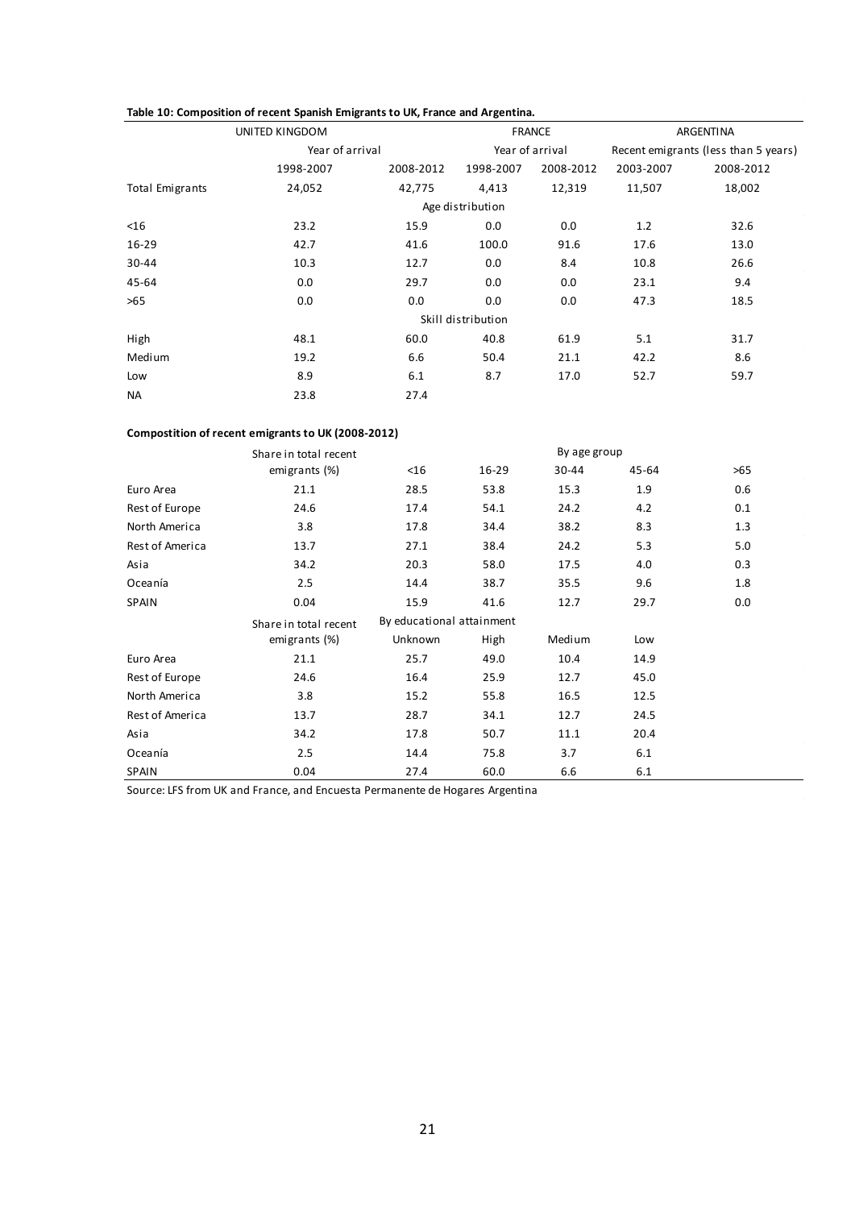**Table 10: Composition of recent Spanish Emigrants to UK, France and Argentina.**

| | UNITED KINGDOM | | FRANCE | | ARGENTINA | |
|---|---|---|---|---|---|---|
| | Year of arrival | | Year of arrival | | Recent emigrants (less than 5 years) | |
| | 1998-2007 | 2008-2012 | 1998-2007 | 2008-2012 | 2003-2007 | 2008-2012 |
| Total Emigrants | 24,052 | 42,775 | 4,413 | 12,319 | 11,507 | 18,002 |
| | | | Age distribution | | | |
| <16 | 23.2 | 15.9 | 0.0 | 0.0 | 1.2 | 32.6 |
| 16-29 | 42.7 | 41.6 | 100.0 | 91.6 | 17.6 | 13.0 |
| 30-44 | 10.3 | 12.7 | 0.0 | 8.4 | 10.8 | 26.6 |
| 45-64 | 0.0 | 29.7 | 0.0 | 0.0 | 23.1 | 9.4 |
| >65 | 0.0 | 0.0 | 0.0 | 0.0 | 47.3 | 18.5 |
| | | | Skill distribution | | | |
| High | 48.1 | 60.0 | 40.8 | 61.9 | 5.1 | 31.7 |
| Medium | 19.2 | 6.6 | 50.4 | 21.1 | 42.2 | 8.6 |
| Low | 8.9 | 6.1 | 8.7 | 17.0 | 52.7 | 59.7 |
| NA | 23.8 | 27.4 | | | | |

**Compostition of recent emigrants to UK (2008-2012)**

| | Share in total recent emigrants (%) | By age group | | | | |
|---|---|---|---|---|---|---|
| | | <16 | 16-29 | 30-44 | 45-64 | >65 |
| Euro Area | 21.1 | 28.5 | 53.8 | 15.3 | 1.9 | 0.6 |
| Rest of Europe | 24.6 | 17.4 | 54.1 | 24.2 | 4.2 | 0.1 |
| North America | 3.8 | 17.8 | 34.4 | 38.2 | 8.3 | 1.3 |
| Rest of America | 13.7 | 27.1 | 38.4 | 24.2 | 5.3 | 5.0 |
| Asia | 34.2 | 20.3 | 58.0 | 17.5 | 4.0 | 0.3 |
| Oceanía | 2.5 | 14.4 | 38.7 | 35.5 | 9.6 | 1.8 |
| SPAIN | 0.04 | 15.9 | 41.6 | 12.7 | 29.7 | 0.0 |

| | Share in total recent emigrants (%) | By educational attainment | | | |
|---|---|---|---|---|---|
| | | Unknown | High | Medium | Low |
| Euro Area | 21.1 | 25.7 | 49.0 | 10.4 | 14.9 |
| Rest of Europe | 24.6 | 16.4 | 25.9 | 12.7 | 45.0 |
| North America | 3.8 | 15.2 | 55.8 | 16.5 | 12.5 |
| Rest of America | 13.7 | 28.7 | 34.1 | 12.7 | 24.5 |
| Asia | 34.2 | 17.8 | 50.7 | 11.1 | 20.4 |
| Oceanía | 2.5 | 14.4 | 75.8 | 3.7 | 6.1 |
| SPAIN | 0.04 | 27.4 | 60.0 | 6.6 | 6.1 |

Source: LFS from UK and France, and Encuesta Permanente de Hogares Argentina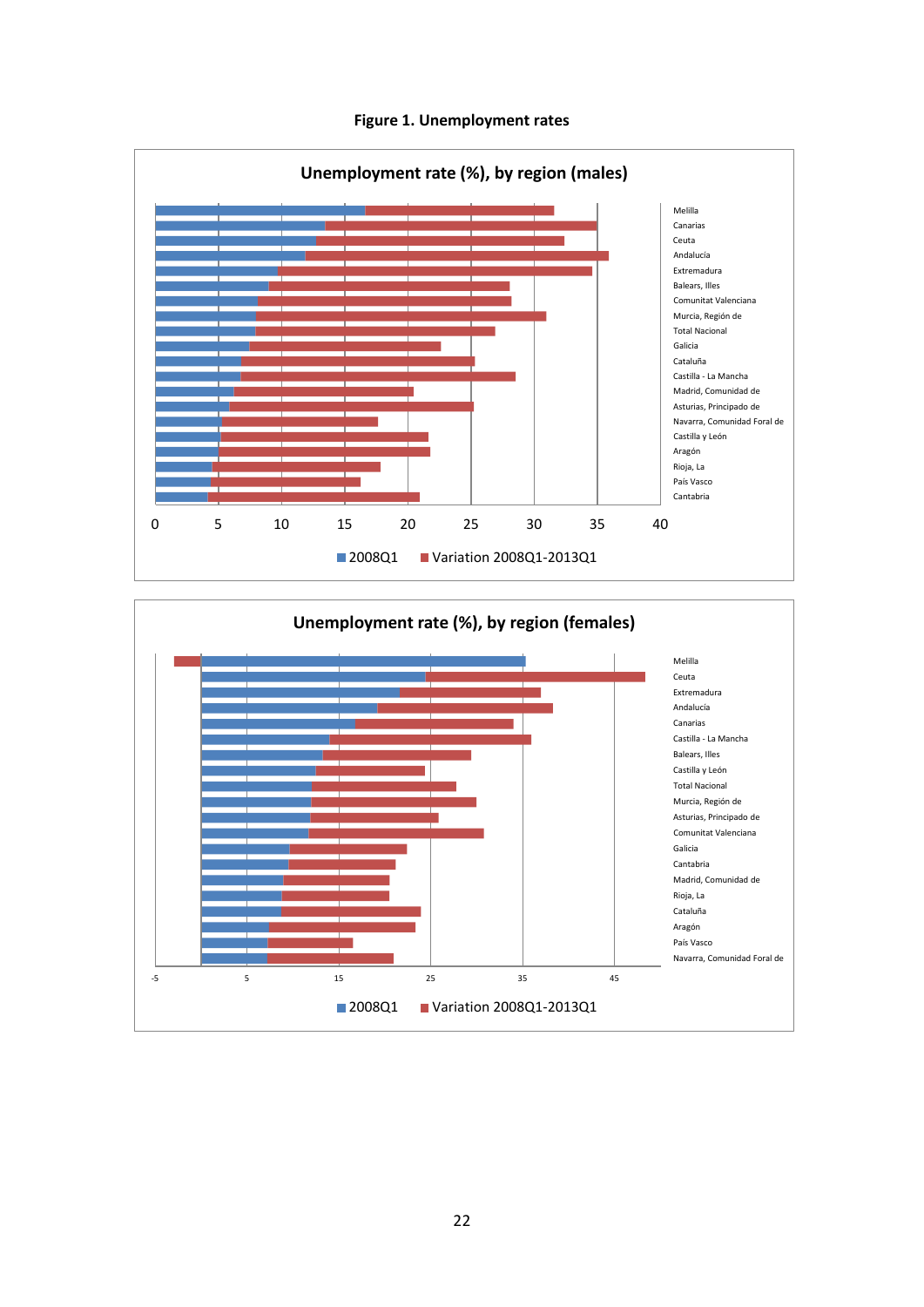**Figure 1. Unemployment rates**

**Unemployment rate (%), by region (males)**

Melilla
Canarias
Ceuta
Andalucía
Extremadura
Balears, Illes
Comunitat Valenciana
Murcia, Región de
Total Nacional
Galicia
Cataluña
Castilla - La Mancha
Madrid, Comunidad de
Asturias, Principado de
Navarra, Comunidad Foral de
Castilla y León
Aragón
Rioja, La
País Vasco
Cantabria

0 5 10 15 20 25 30 35 40

■ 2008Q1 ■ Variation 2008Q1-2013Q1

**Unemployment rate (%), by region (females)**

Melilla
Ceuta
Extremadura
Andalucía
Canarias
Castilla - La Mancha
Balears, Illes
Castilla y León
Total Nacional
Murcia, Región de
Asturias, Principado de
Comunitat Valenciana
Galicia
Cantabria
Madrid, Comunidad de
Rioja, La
Cataluña
Aragón
País Vasco
Navarra, Comunidad Foral de

-5 5 15 25 35 45

■ 2008Q1 ■ Variation 2008Q1-2013Q1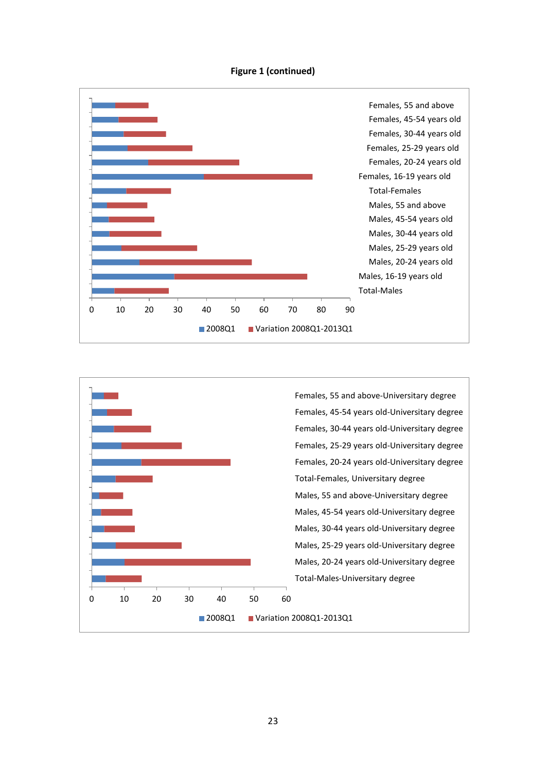**Figure 1 (continued)**

Females, 55 and above
Females, 45-54 years old
Females, 30-44 years old
Females, 25-29 years old
Females, 20-24 years old
Females, 16-19 years old
Total-Females
Males, 55 and above
Males, 45-54 years old
Males, 30-44 years old
Males, 25-29 years old
Males, 20-24 years old
Males, 16-19 years old
Total-Males

0 10 20 30 40 50 60 70 80 90

2008Q1 Variation 2008Q1-2013Q1

Females, 55 and above-Universitary degree
Females, 45-54 years old-Universitary degree
Females, 30-44 years old-Universitary degree
Females, 25-29 years old-Universitary degree
Females, 20-24 years old-Universitary degree
Total-Females, University degree
Males, 55 and above-Universitary degree
Males, 45-54 years old-Universitary degree
Males, 30-44 years old-Universitary degree
Males, 25-29 years old-Universitary degree
Males, 20-24 years old-Universitary degree
Total-Males-Universitary degree

0 10 20 30 40 50 60

2008Q1 Variation 2008Q1-2013Q1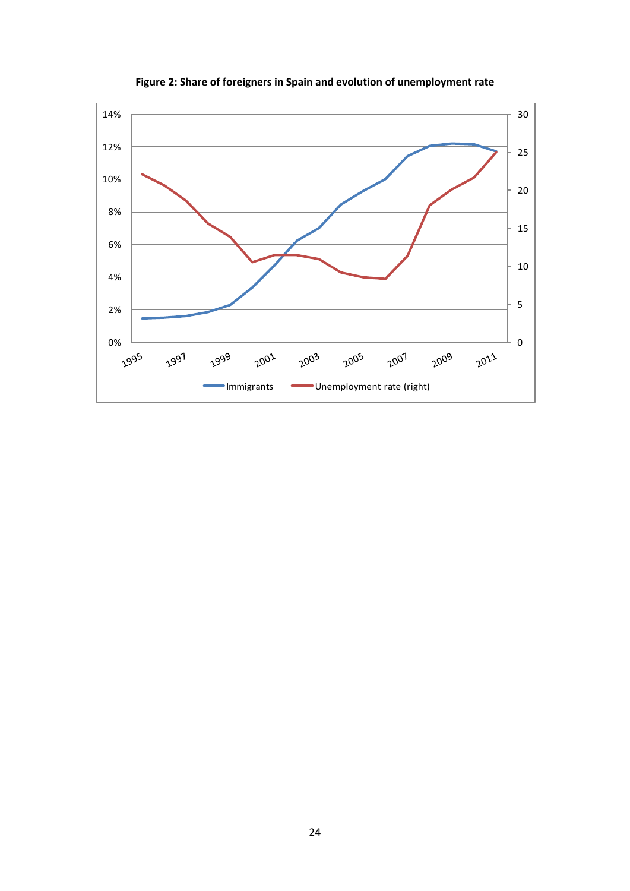**Figure 2: Share of foreigners in Spain and evolution of unemployment rate**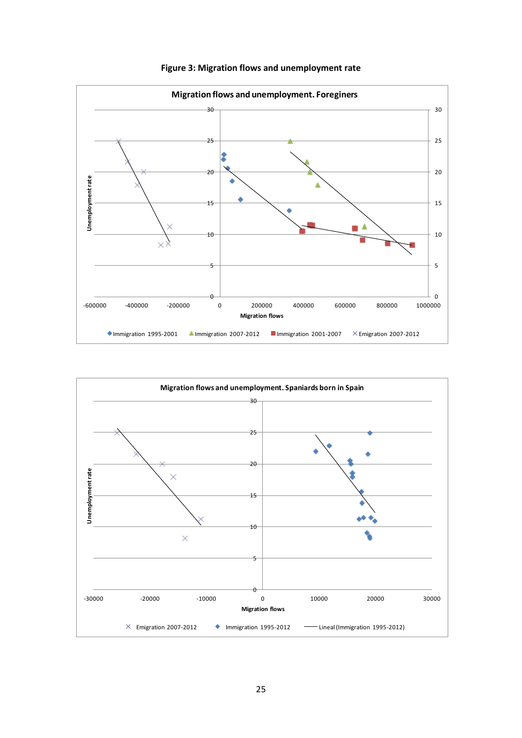**Figure 3: Migration flows and unemployment rate**

Migration flows and unemployment. Foreginers

Migration flows and unemployment. Spaniards born in Spain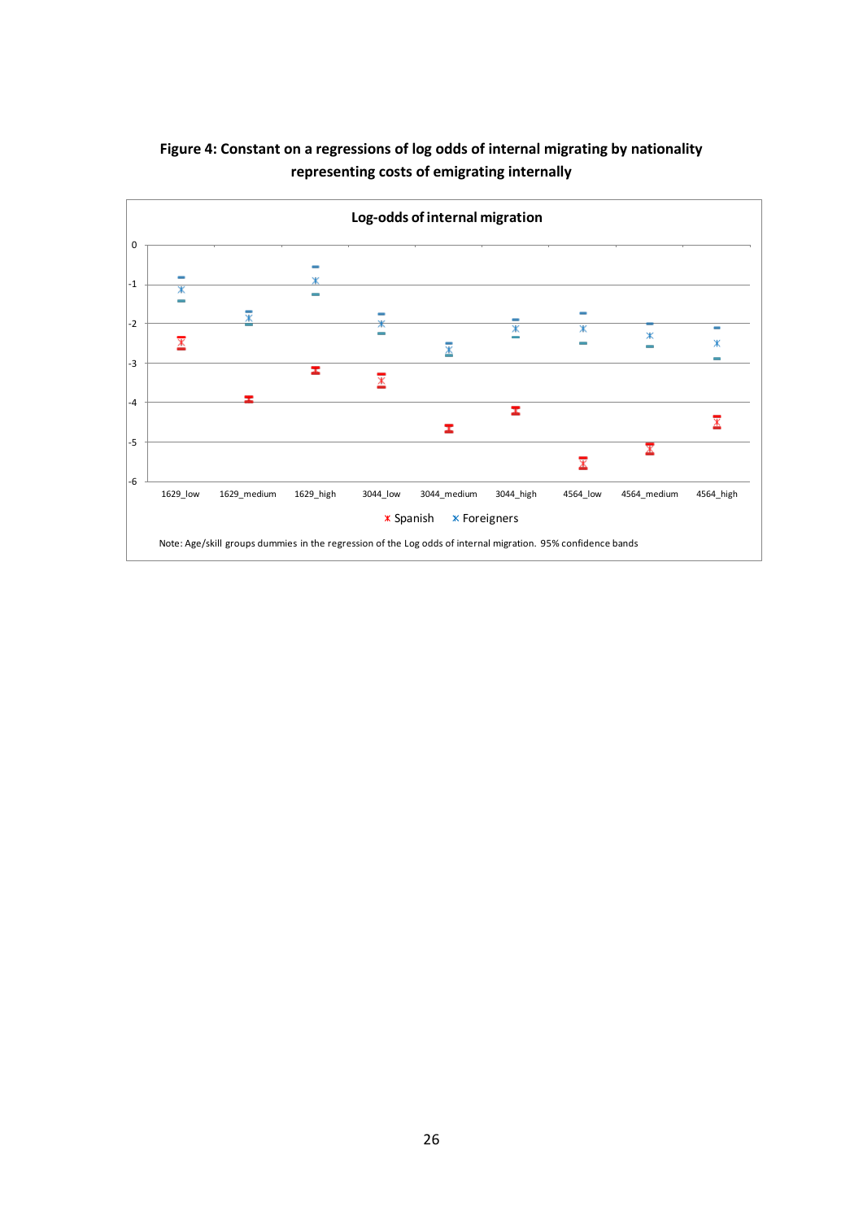**Figure 4: Constant on a regressions of log odds of internal migrating by nationality representing costs of emigrating internally**

Log-odds of internal migration

Note: Age/skill groups dummies in the regression of the Log odds of internal migration. 95% confidence bands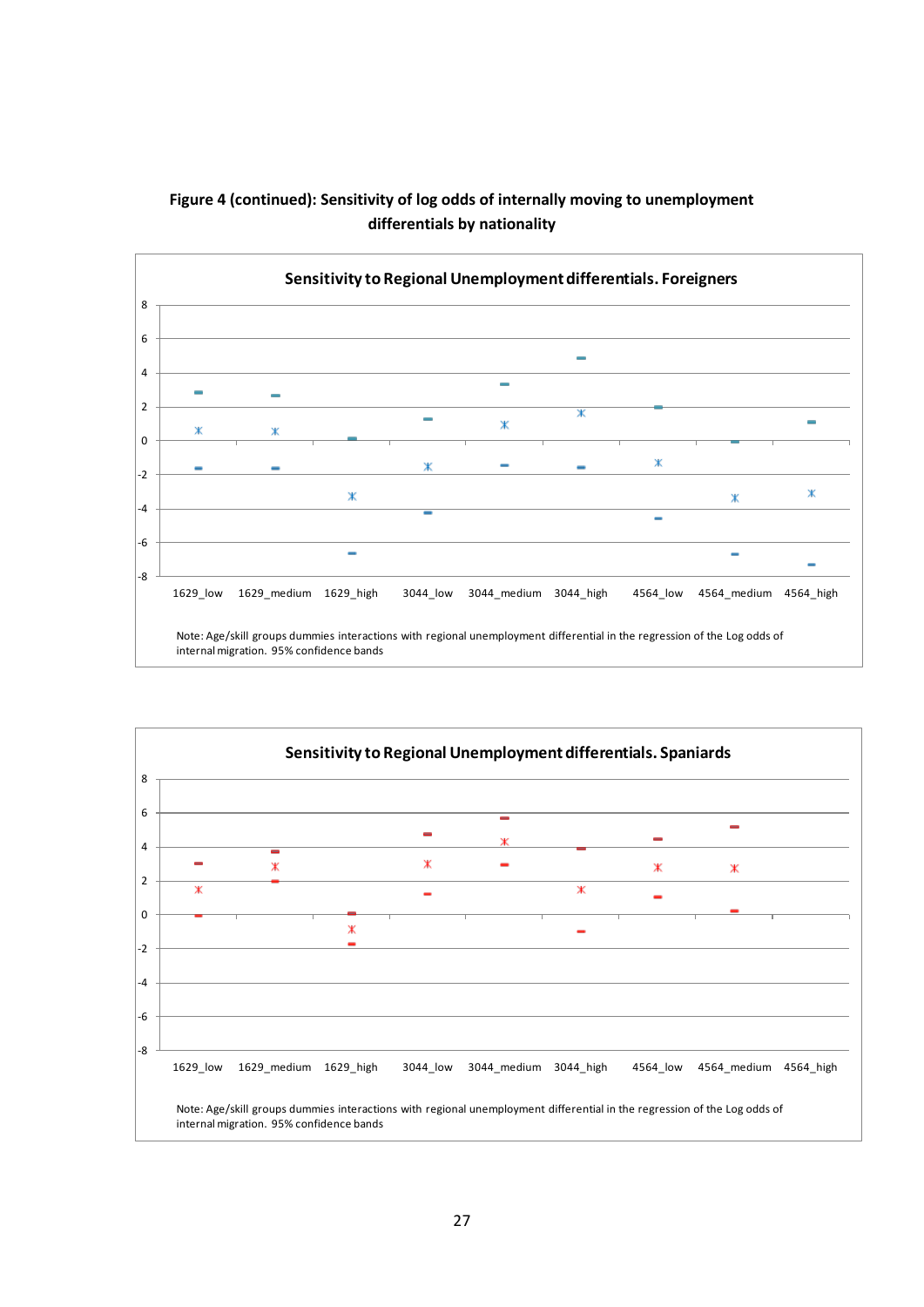**Figure 4 (continued): Sensitivity of log odds of internally moving to unemployment differentials by nationality**

Sensitivity to Regional Unemployment differentials. Foreigners

8
6
4
2
0
-2
-4
-6
-8

1629_low 1629_medium 1629_high 3044_low 3044_medium 3044_high 4564_low 4564_medium 4564_high

Note: Age/skill groups dummies interactions with regional unemployment differential in the regression of the Log odds of internal migration. 95% confidence bands

Sensitivity to Regional Unemployment differentials. Spaniards

8
6
4
2
0
-2
-4
-6
-8

1629_low 1629_medium 1629_high 3044_low 3044_medium 3044_high 4564_low 4564_medium 4564_high

Note: Age/skill groups dummies interactions with regional unemployment differential in the regression of the Log odds of internal migration. 95% confidence bands